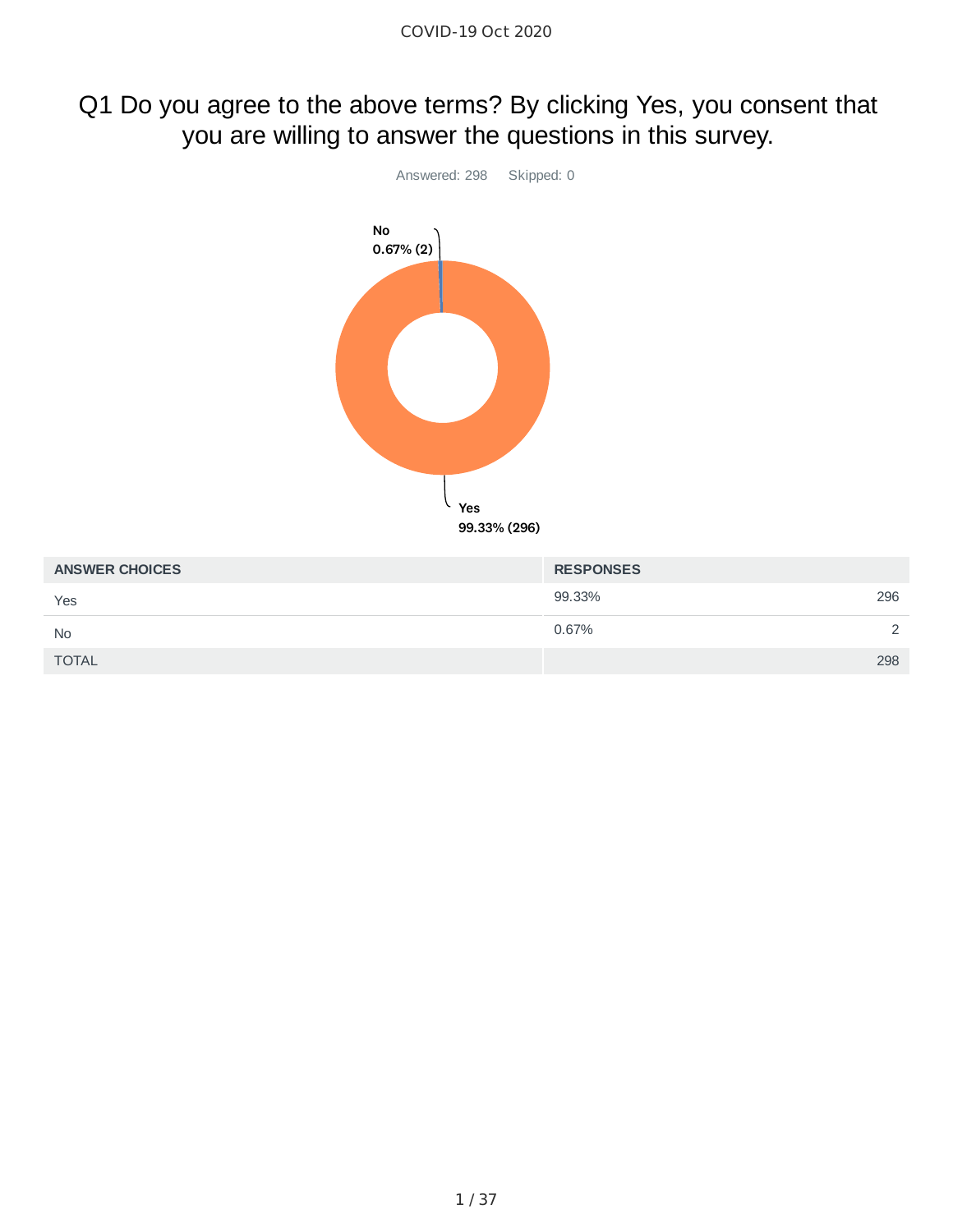# Q1 Do you agree to the above terms? By clicking Yes, you consent that you are willing to answer the questions in this survey.

Answered: 298    Skipped: 0

No
0.67% (2)

Yes
99.33% (296)

| ANSWER CHOICES | RESPONSES | |
|---|---|---|
| Yes | 99.33% | 296 |
| No | 0.67% | 2 |
| TOTAL | | 298 |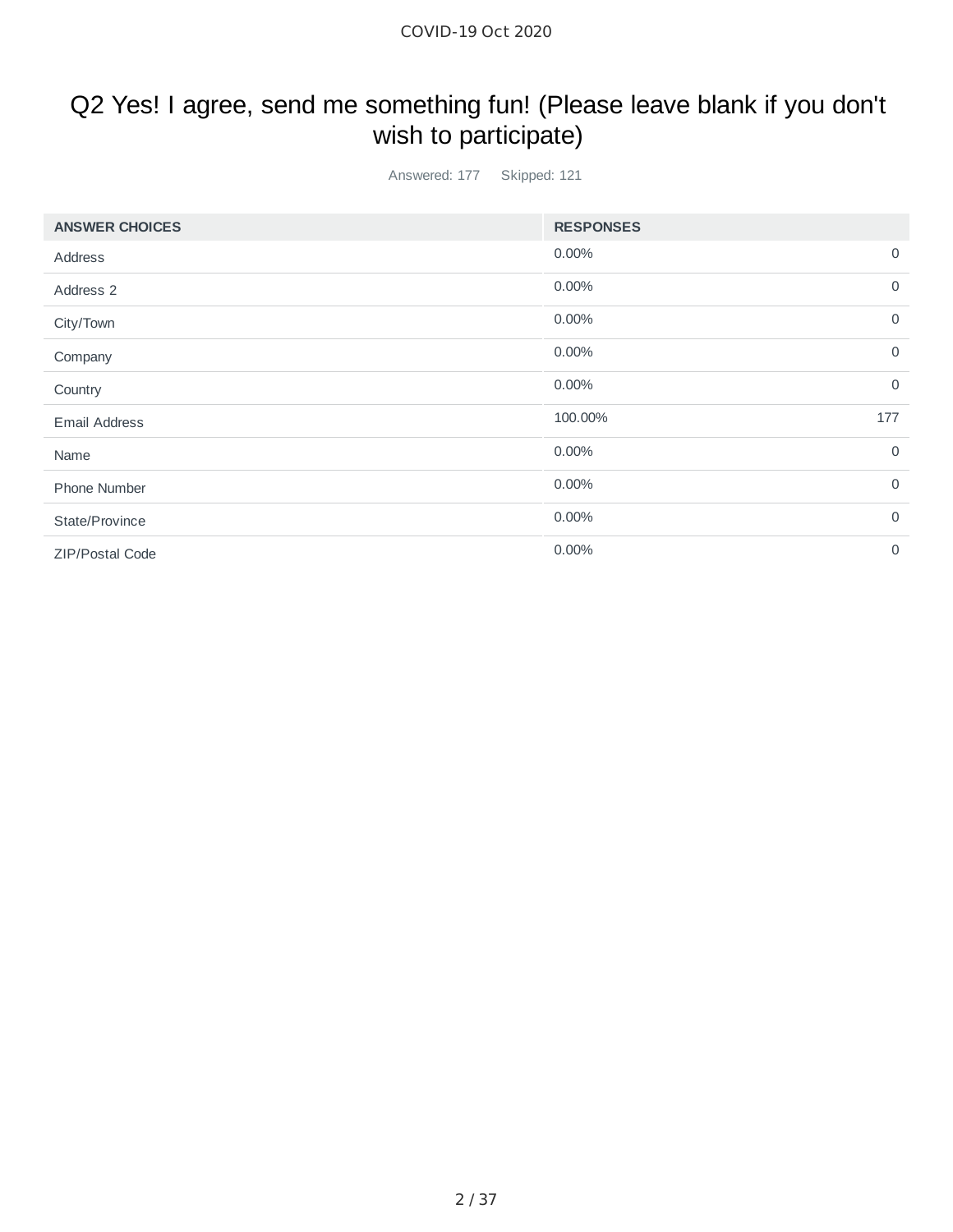# Q2 Yes! I agree, send me something fun! (Please leave blank if you don't wish to participate)

Answered: 177 Skipped: 121

| ANSWER CHOICES | RESPONSES | |
|---|---|---|
| Address | 0.00% | 0 |
| Address 2 | 0.00% | 0 |
| City/Town | 0.00% | 0 |
| Company | 0.00% | 0 |
| Country | 0.00% | 0 |
| Email Address | 100.00% | 177 |
| Name | 0.00% | 0 |
| Phone Number | 0.00% | 0 |
| State/Province | 0.00% | 0 |
| ZIP/Postal Code | 0.00% | 0 |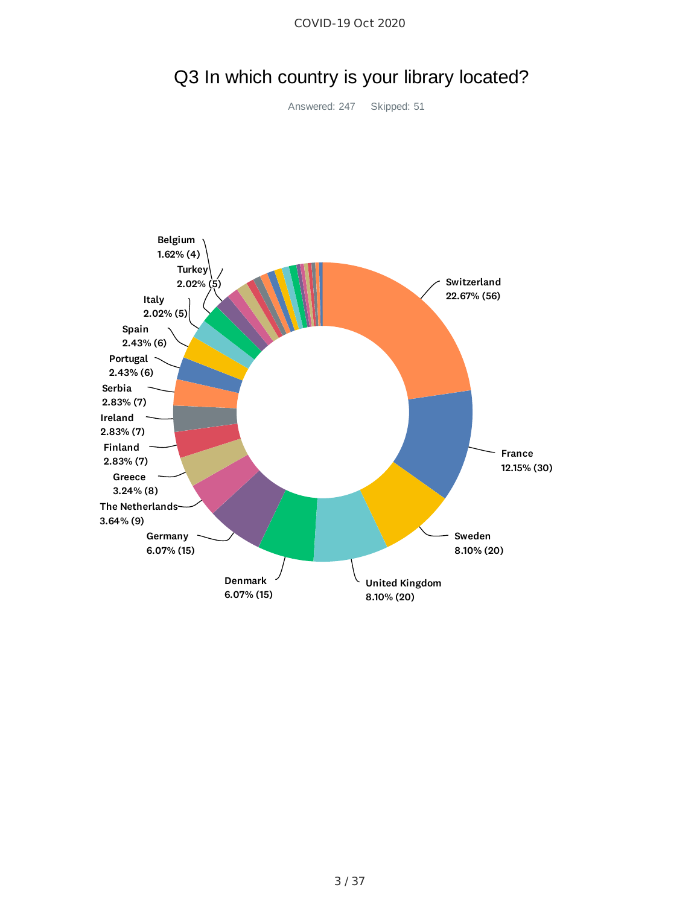# Q3 In which country is your library located?

Answered: 247    Skipped: 51

| Country | Percentage | Count |
|---|---|---|
| Switzerland | 22.67% | 56 |
| France | 12.15% | 30 |
| Sweden | 8.10% | 20 |
| United Kingdom | 8.10% | 20 |
| Denmark | 6.07% | 15 |
| Germany | 6.07% | 15 |
| The Netherlands | 3.64% | 9 |
| Greece | 3.24% | 8 |
| Finland | 2.83% | 7 |
| Ireland | 2.83% | 7 |
| Serbia | 2.83% | 7 |
| Portugal | 2.43% | 6 |
| Spain | 2.43% | 6 |
| Italy | 2.02% | 5 |
| Turkey | 2.02% | 5 |
| Belgium | 1.62% | 4 |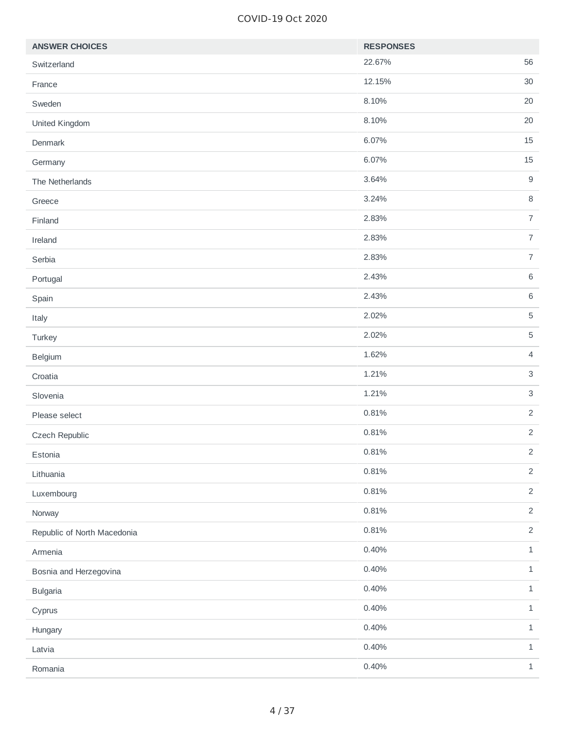| ANSWER CHOICES | RESPONSES | |
|---|---|---|
| Switzerland | 22.67% | 56 |
| France | 12.15% | 30 |
| Sweden | 8.10% | 20 |
| United Kingdom | 8.10% | 20 |
| Denmark | 6.07% | 15 |
| Germany | 6.07% | 15 |
| The Netherlands | 3.64% | 9 |
| Greece | 3.24% | 8 |
| Finland | 2.83% | 7 |
| Ireland | 2.83% | 7 |
| Serbia | 2.83% | 7 |
| Portugal | 2.43% | 6 |
| Spain | 2.43% | 6 |
| Italy | 2.02% | 5 |
| Turkey | 2.02% | 5 |
| Belgium | 1.62% | 4 |
| Croatia | 1.21% | 3 |
| Slovenia | 1.21% | 3 |
| Please select | 0.81% | 2 |
| Czech Republic | 0.81% | 2 |
| Estonia | 0.81% | 2 |
| Lithuania | 0.81% | 2 |
| Luxembourg | 0.81% | 2 |
| Norway | 0.81% | 2 |
| Republic of North Macedonia | 0.81% | 2 |
| Armenia | 0.40% | 1 |
| Bosnia and Herzegovina | 0.40% | 1 |
| Bulgaria | 0.40% | 1 |
| Cyprus | 0.40% | 1 |
| Hungary | 0.40% | 1 |
| Latvia | 0.40% | 1 |
| Romania | 0.40% | 1 |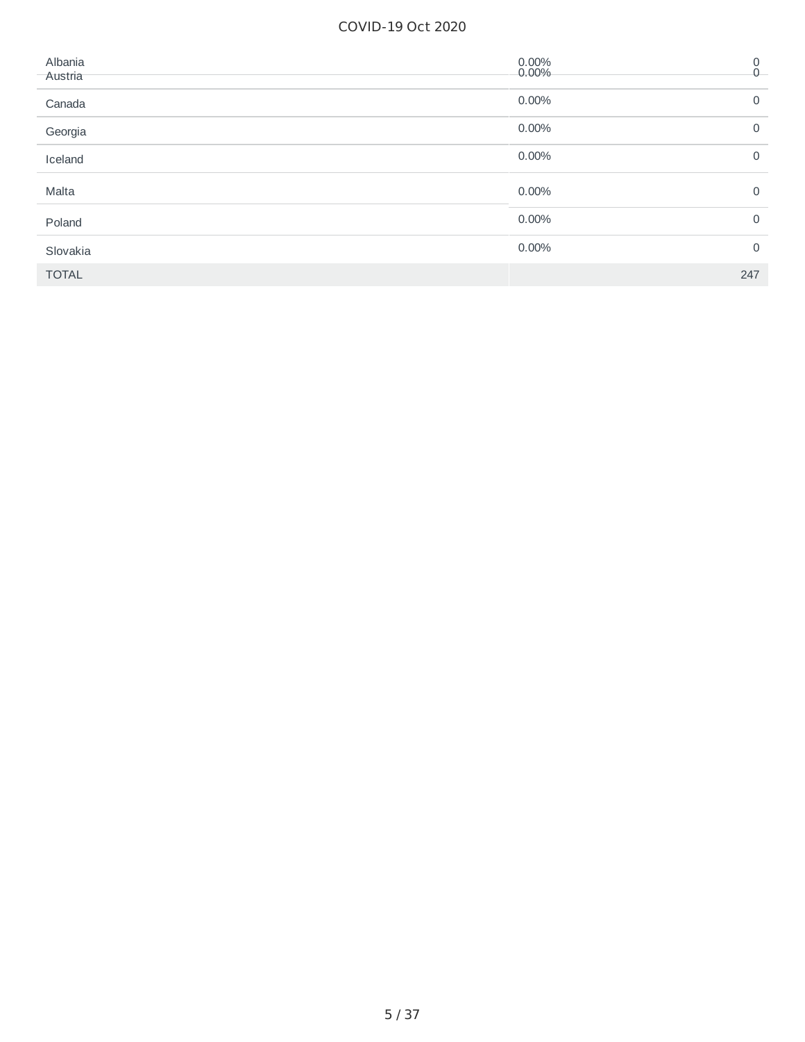| | | |
|---|---|---|
| Albania | 0.00% | 0 |
| Austria | 0.00% | 0 |
| Canada | 0.00% | 0 |
| Georgia | 0.00% | 0 |
| Iceland | 0.00% | 0 |
| Malta | 0.00% | 0 |
| Poland | 0.00% | 0 |
| Slovakia | 0.00% | 0 |
| TOTAL | | 247 |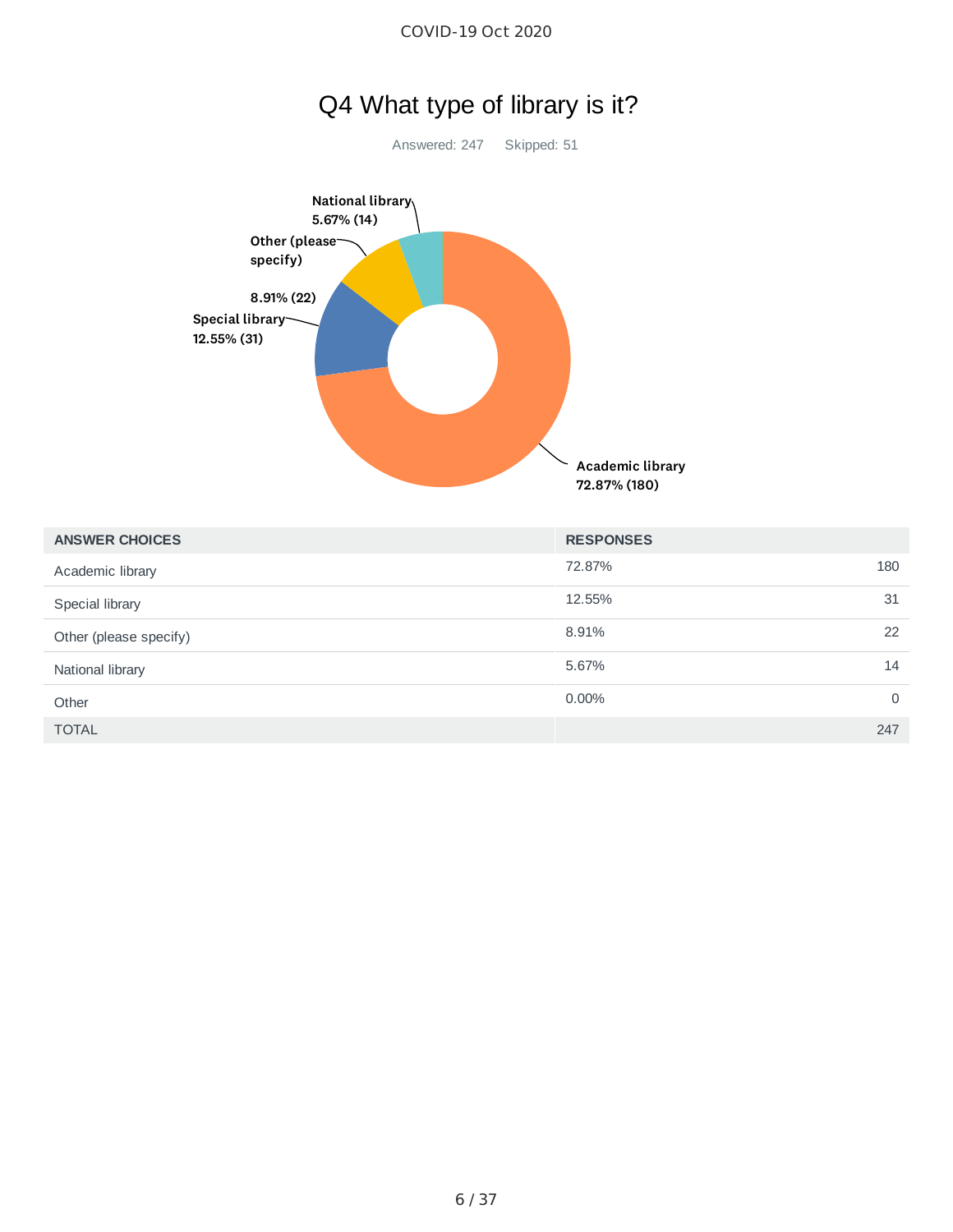## Q4 What type of library is it?

Answered: 247 Skipped: 51

| ANSWER CHOICES | RESPONSES | |
|---|---|---|
| Academic library | 72.87% | 180 |
| Special library | 12.55% | 31 |
| Other (please specify) | 8.91% | 22 |
| National library | 5.67% | 14 |
| Other | 0.00% | 0 |
| TOTAL | | 247 |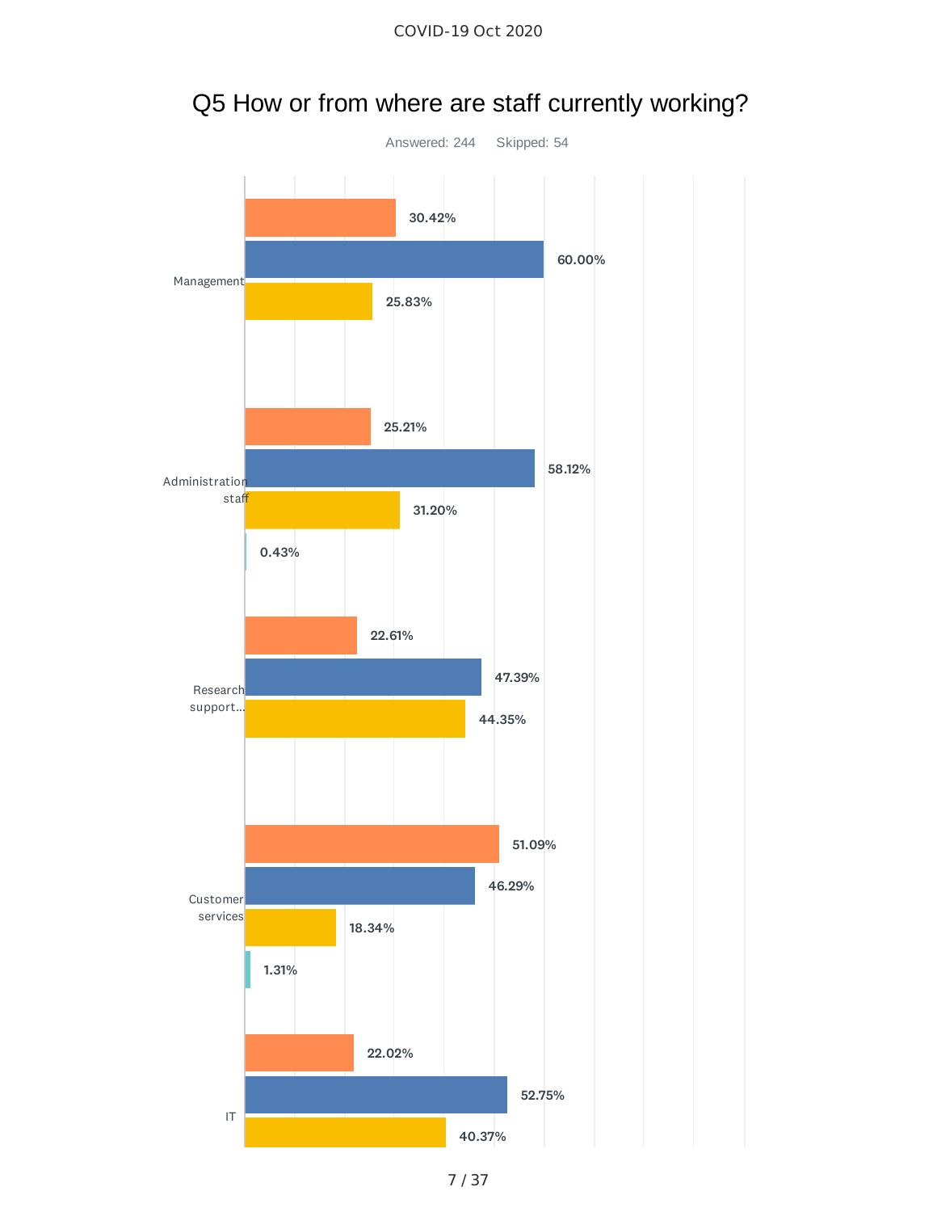# Q5 How or from where are staff currently working?

Answered: 244 Skipped: 54

| Category | Orange | Blue | Yellow | Teal |
|---|---|---|---|---|
| Management | 30.42% | 60.00% | 25.83% | |
| Administration staff | 25.21% | 58.12% | 31.20% | 0.43% |
| Research support... | 22.61% | 47.39% | 44.35% | |
| Customer services | 51.09% | 46.29% | 18.34% | 1.31% |
| IT | 22.02% | 52.75% | 40.37% | |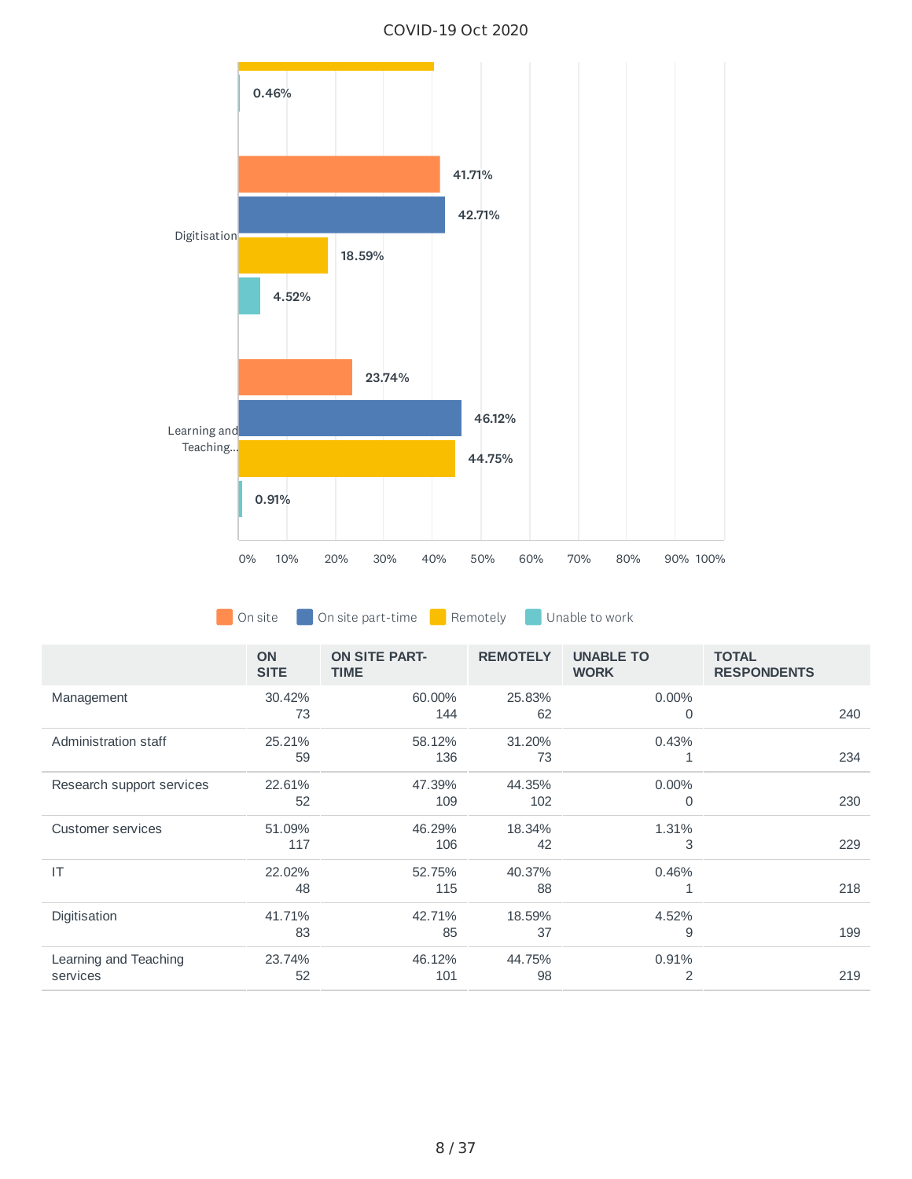COVID-19 Oct 2020

|  | ON SITE | ON SITE PART-TIME | REMOTELY | UNABLE TO WORK | TOTAL RESPONDENTS |
|---|---|---|---|---|---|
| Management | 30.42% 73 | 60.00% 144 | 25.83% 62 | 0.00% 0 | 240 |
| Administration staff | 25.21% 59 | 58.12% 136 | 31.20% 73 | 0.43% 1 | 234 |
| Research support services | 22.61% 52 | 47.39% 109 | 44.35% 102 | 0.00% 0 | 230 |
| Customer services | 51.09% 117 | 46.29% 106 | 18.34% 42 | 1.31% 3 | 229 |
| IT | 22.02% 48 | 52.75% 115 | 40.37% 88 | 0.46% 1 | 218 |
| Digitisation | 41.71% 83 | 42.71% 85 | 18.59% 37 | 4.52% 9 | 199 |
| Learning and Teaching services | 23.74% 52 | 46.12% 101 | 44.75% 98 | 0.91% 2 | 219 |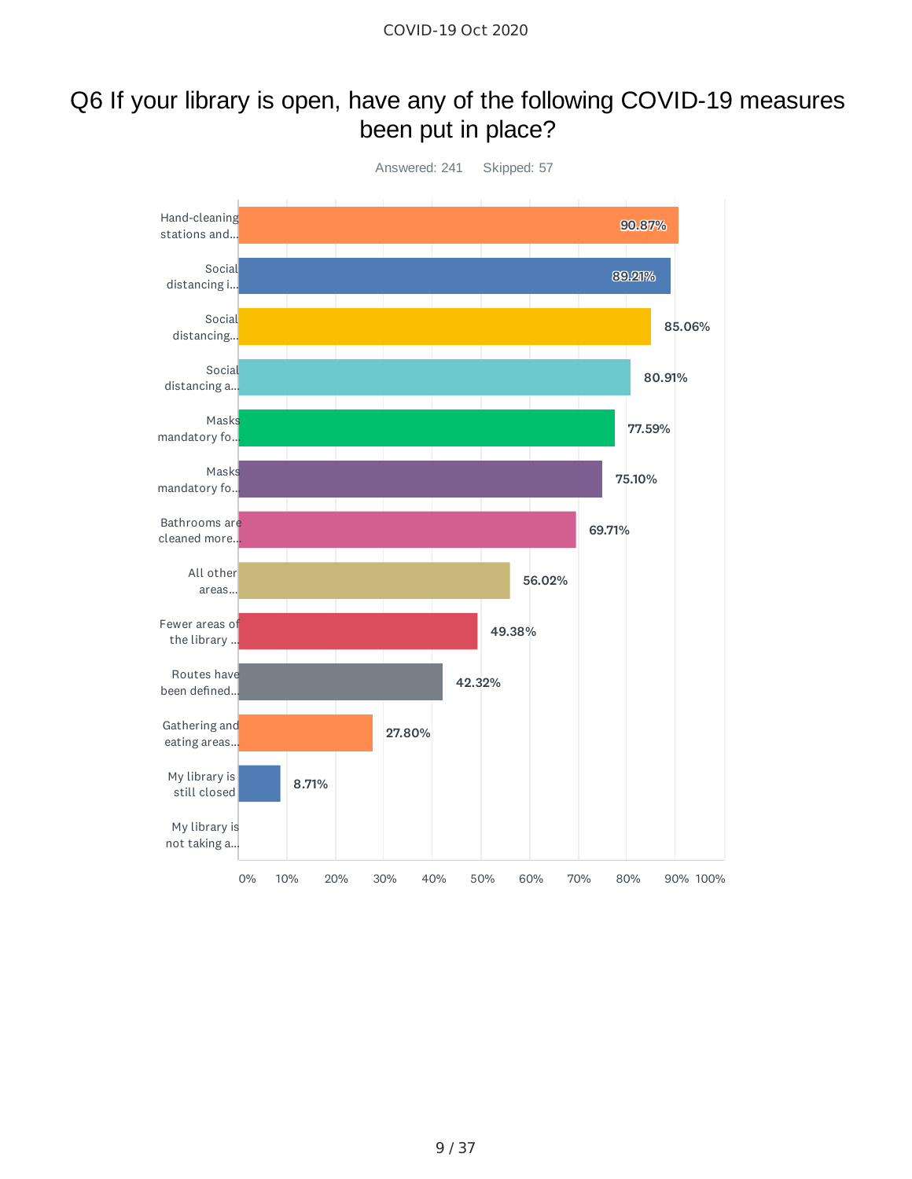# Q6 If your library is open, have any of the following COVID-19 measures been put in place?

Answered: 241    Skipped: 57

| Measure | Percentage |
|---|---|
| Hand-cleaning stations and... | 90.87% |
| Social distancing i... | 89.21% |
| Social distancing... | 85.06% |
| Social distancing a... | 80.91% |
| Masks mandatory fo... | 77.59% |
| Masks mandatory fo... | 75.10% |
| Bathrooms are cleaned more... | 69.71% |
| All other areas... | 56.02% |
| Fewer areas of the library ... | 49.38% |
| Routes have been defined... | 42.32% |
| Gathering and eating areas... | 27.80% |
| My library is still closed | 8.71% |
| My library is not taking a... | |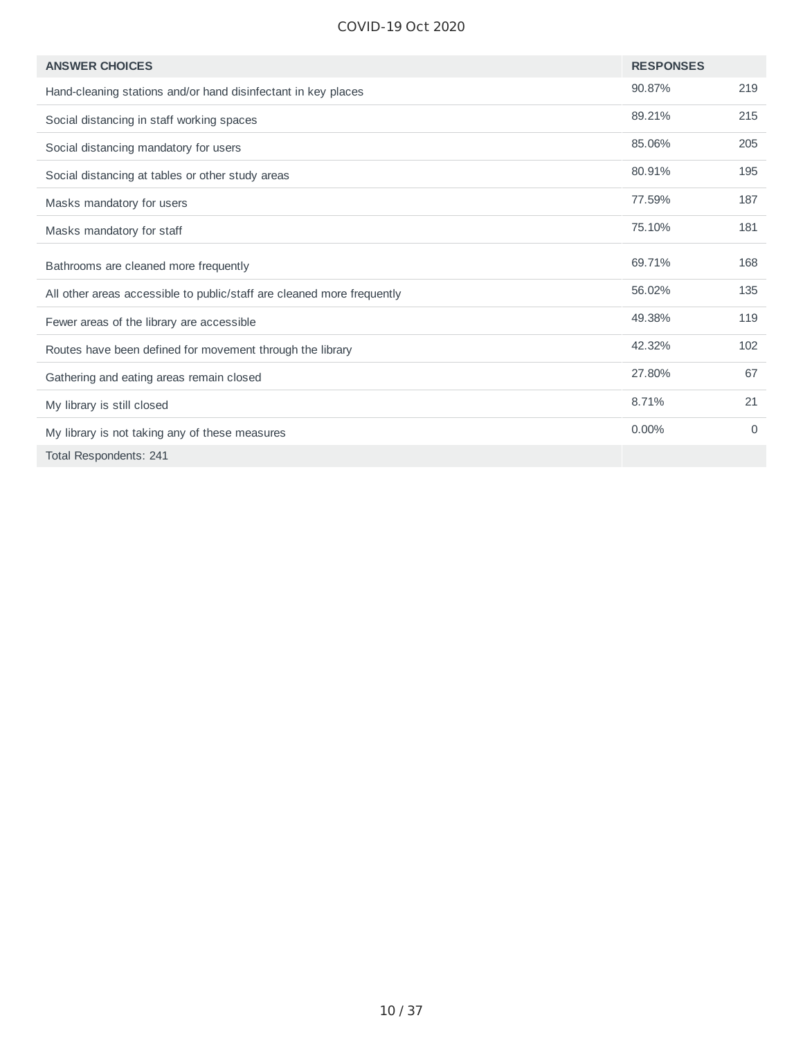| ANSWER CHOICES | RESPONSES | |
|---|---|---|
| Hand-cleaning stations and/or hand disinfectant in key places | 90.87% | 219 |
| Social distancing in staff working spaces | 89.21% | 215 |
| Social distancing mandatory for users | 85.06% | 205 |
| Social distancing at tables or other study areas | 80.91% | 195 |
| Masks mandatory for users | 77.59% | 187 |
| Masks mandatory for staff | 75.10% | 181 |
| Bathrooms are cleaned more frequently | 69.71% | 168 |
| All other areas accessible to public/staff are cleaned more frequently | 56.02% | 135 |
| Fewer areas of the library are accessible | 49.38% | 119 |
| Routes have been defined for movement through the library | 42.32% | 102 |
| Gathering and eating areas remain closed | 27.80% | 67 |
| My library is still closed | 8.71% | 21 |
| My library is not taking any of these measures | 0.00% | 0 |
| Total Respondents: 241 | | |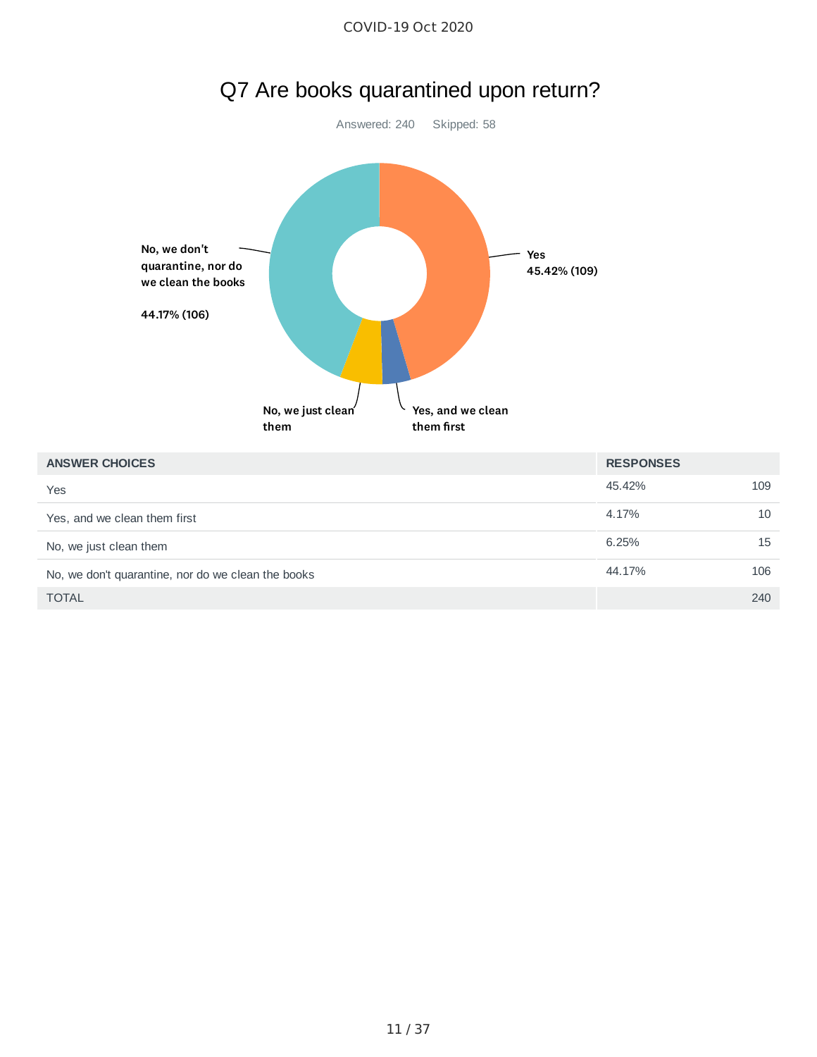# Q7 Are books quarantined upon return?

Answered: 240 Skipped: 58

No, we don't quarantine, nor do we clean the books 44.17% (106)

Yes 45.42% (109)

No, we just clean them

Yes, and we clean them first

| ANSWER CHOICES | RESPONSES | |
|---|---|---|
| Yes | 45.42% | 109 |
| Yes, and we clean them first | 4.17% | 10 |
| No, we just clean them | 6.25% | 15 |
| No, we don't quarantine, nor do we clean the books | 44.17% | 106 |
| TOTAL | | 240 |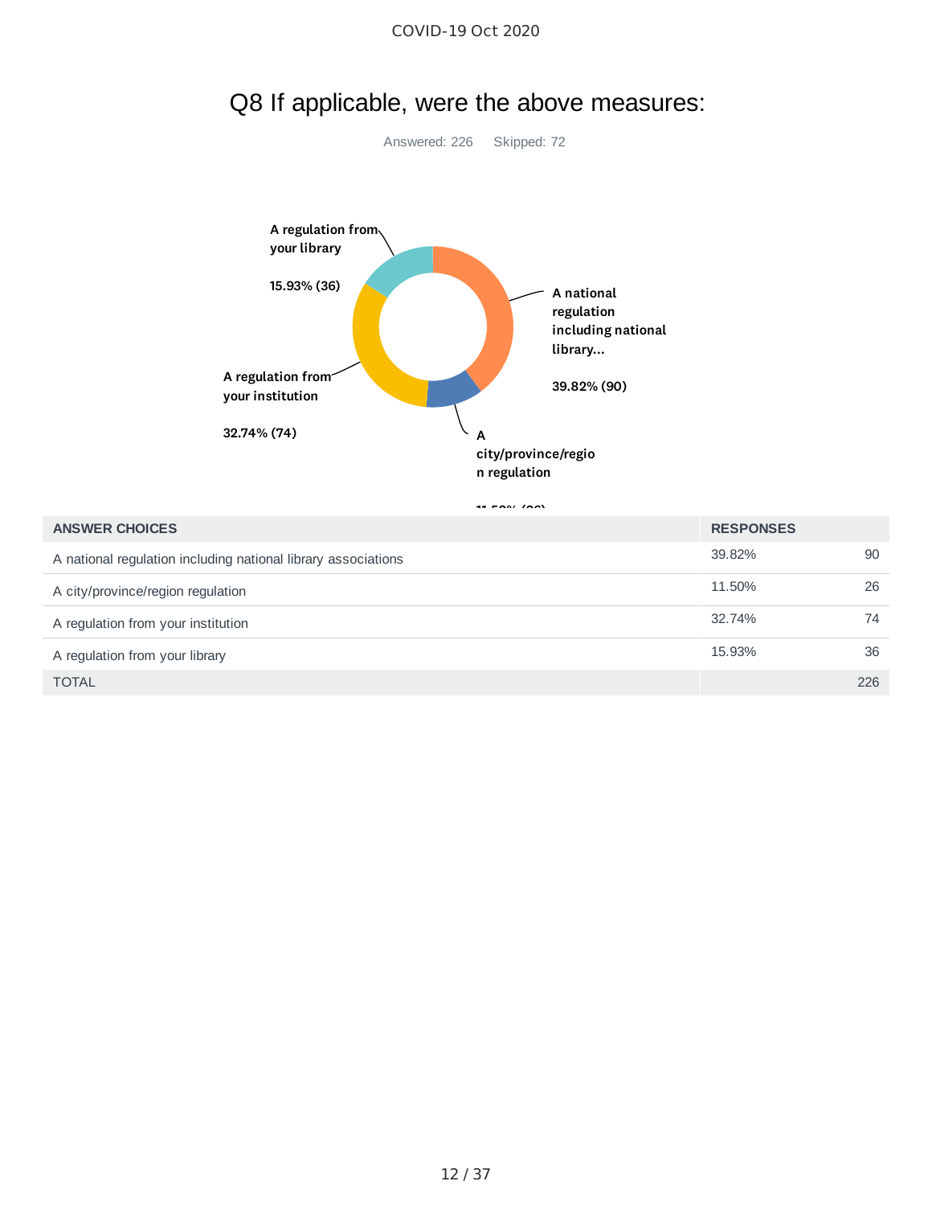# Q8 If applicable, were the above measures:

Answered: 226    Skipped: 72

| ANSWER CHOICES | RESPONSES | |
|---|---|---|
| A national regulation including national library associations | 39.82% | 90 |
| A city/province/region regulation | 11.50% | 26 |
| A regulation from your institution | 32.74% | 74 |
| A regulation from your library | 15.93% | 36 |
| TOTAL | | 226 |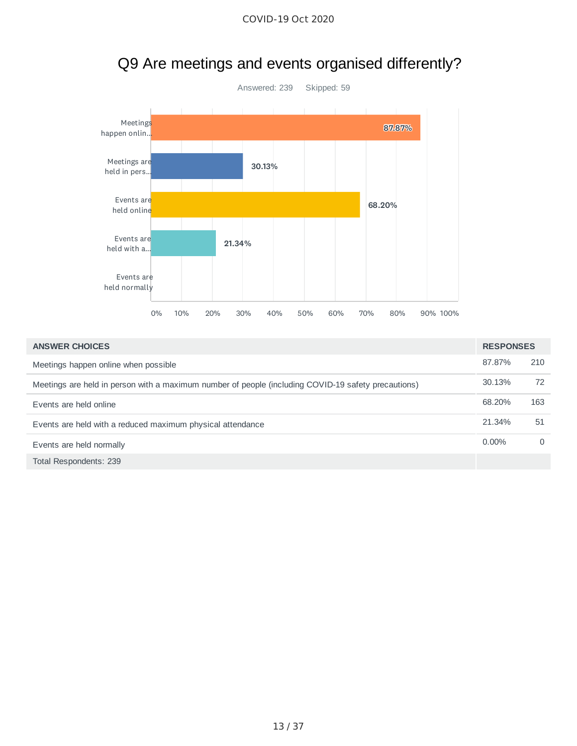# Q9 Are meetings and events organised differently?

Answered: 239    Skipped: 59

| ANSWER CHOICES | RESPONSES | |
|---|---|---|
| Meetings happen online when possible | 87.87% | 210 |
| Meetings are held in person with a maximum number of people (including COVID-19 safety precautions) | 30.13% | 72 |
| Events are held online | 68.20% | 163 |
| Events are held with a reduced maximum physical attendance | 21.34% | 51 |
| Events are held normally | 0.00% | 0 |
| Total Respondents: 239 | | |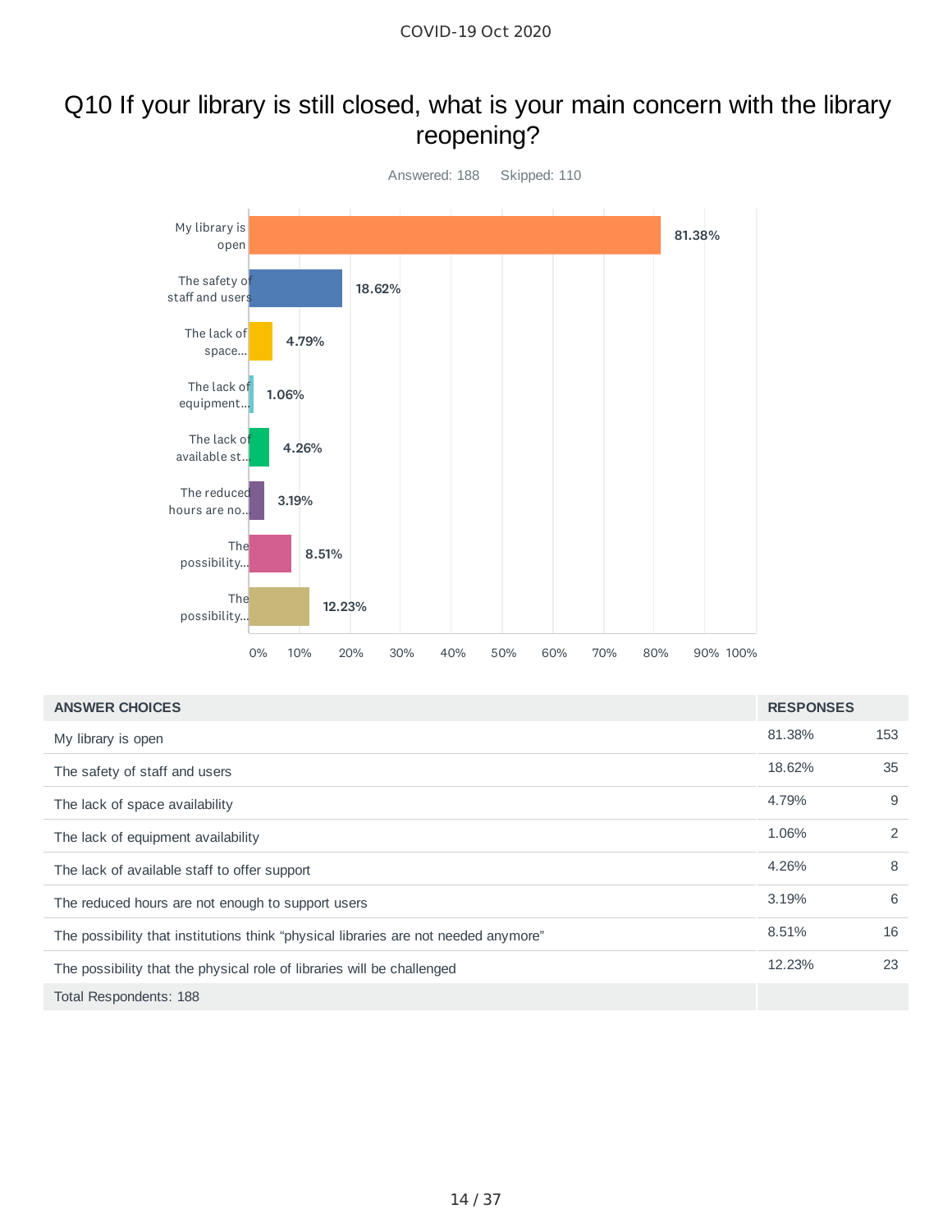# Q10 If your library is still closed, what is your main concern with the library reopening?

Answered: 188 Skipped: 110

| ANSWER CHOICES | RESPONSES | |
|---|---|---|
| My library is open | 81.38% | 153 |
| The safety of staff and users | 18.62% | 35 |
| The lack of space availability | 4.79% | 9 |
| The lack of equipment availability | 1.06% | 2 |
| The lack of available staff to offer support | 4.26% | 8 |
| The reduced hours are not enough to support users | 3.19% | 6 |
| The possibility that institutions think “physical libraries are not needed anymore” | 8.51% | 16 |
| The possibility that the physical role of libraries will be challenged | 12.23% | 23 |
| Total Respondents: 188 | | |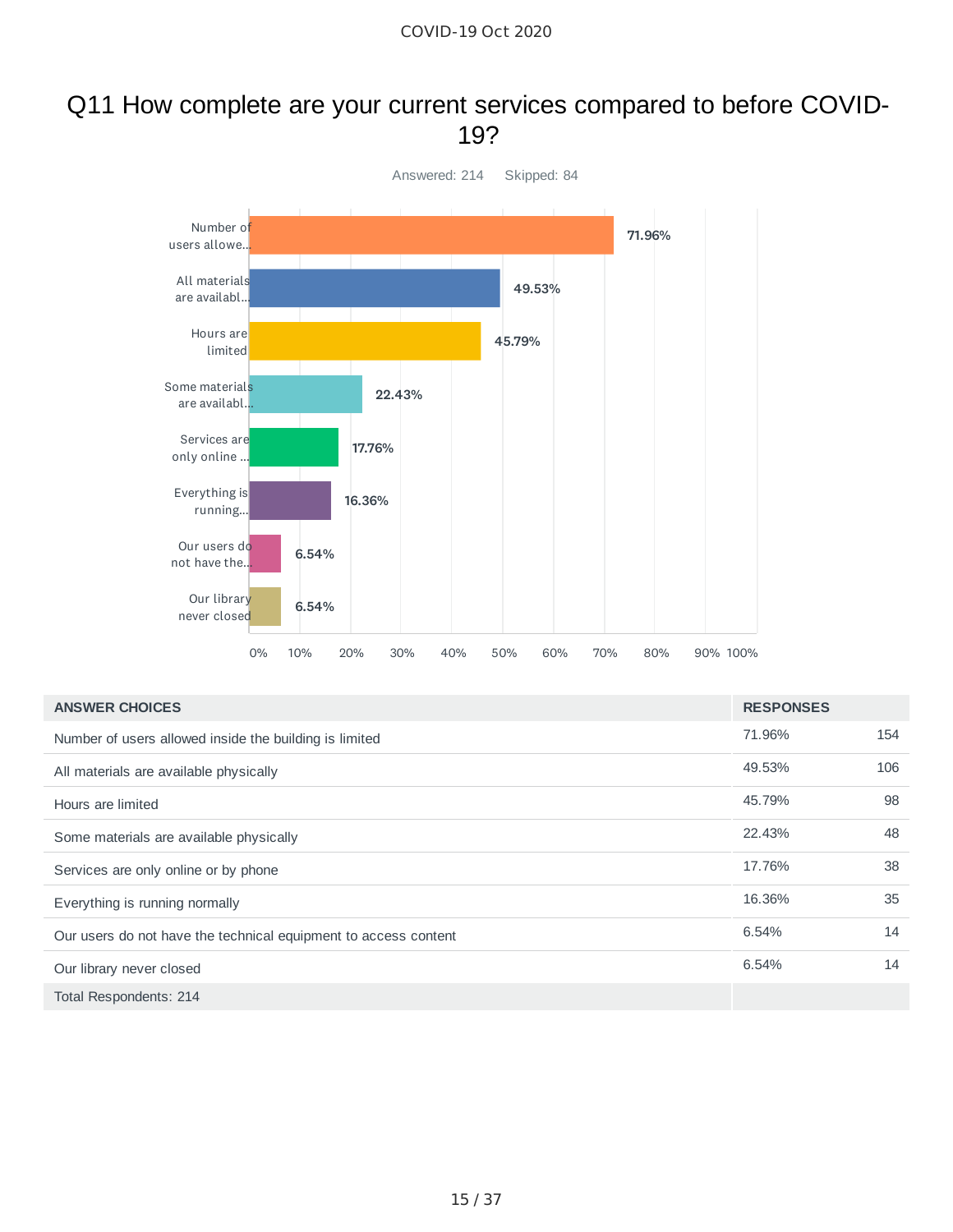# Q11 How complete are your current services compared to before COVID-19?

Answered: 214    Skipped: 84

| ANSWER CHOICES | RESPONSES | |
|---|---|---|
| Number of users allowed inside the building is limited | 71.96% | 154 |
| All materials are available physically | 49.53% | 106 |
| Hours are limited | 45.79% | 98 |
| Some materials are available physically | 22.43% | 48 |
| Services are only online or by phone | 17.76% | 38 |
| Everything is running normally | 16.36% | 35 |
| Our users do not have the technical equipment to access content | 6.54% | 14 |
| Our library never closed | 6.54% | 14 |
| Total Respondents: 214 | | |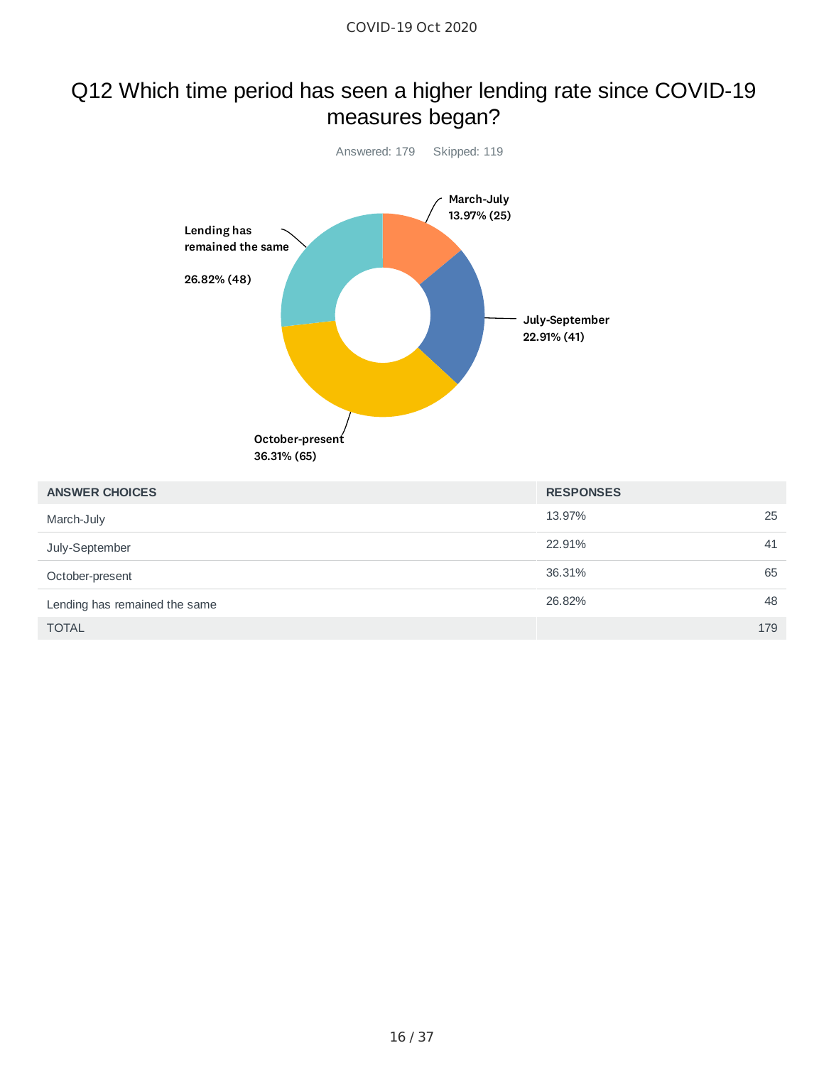# Q12 Which time period has seen a higher lending rate since COVID-19 measures began?

Answered: 179 Skipped: 119

March-July 13.97% (25)

July-September 22.91% (41)

October-present 36.31% (65)

Lending has remained the same 26.82% (48)

| ANSWER CHOICES | RESPONSES | |
|---|---|---|
| March-July | 13.97% | 25 |
| July-September | 22.91% | 41 |
| October-present | 36.31% | 65 |
| Lending has remained the same | 26.82% | 48 |
| TOTAL | | 179 |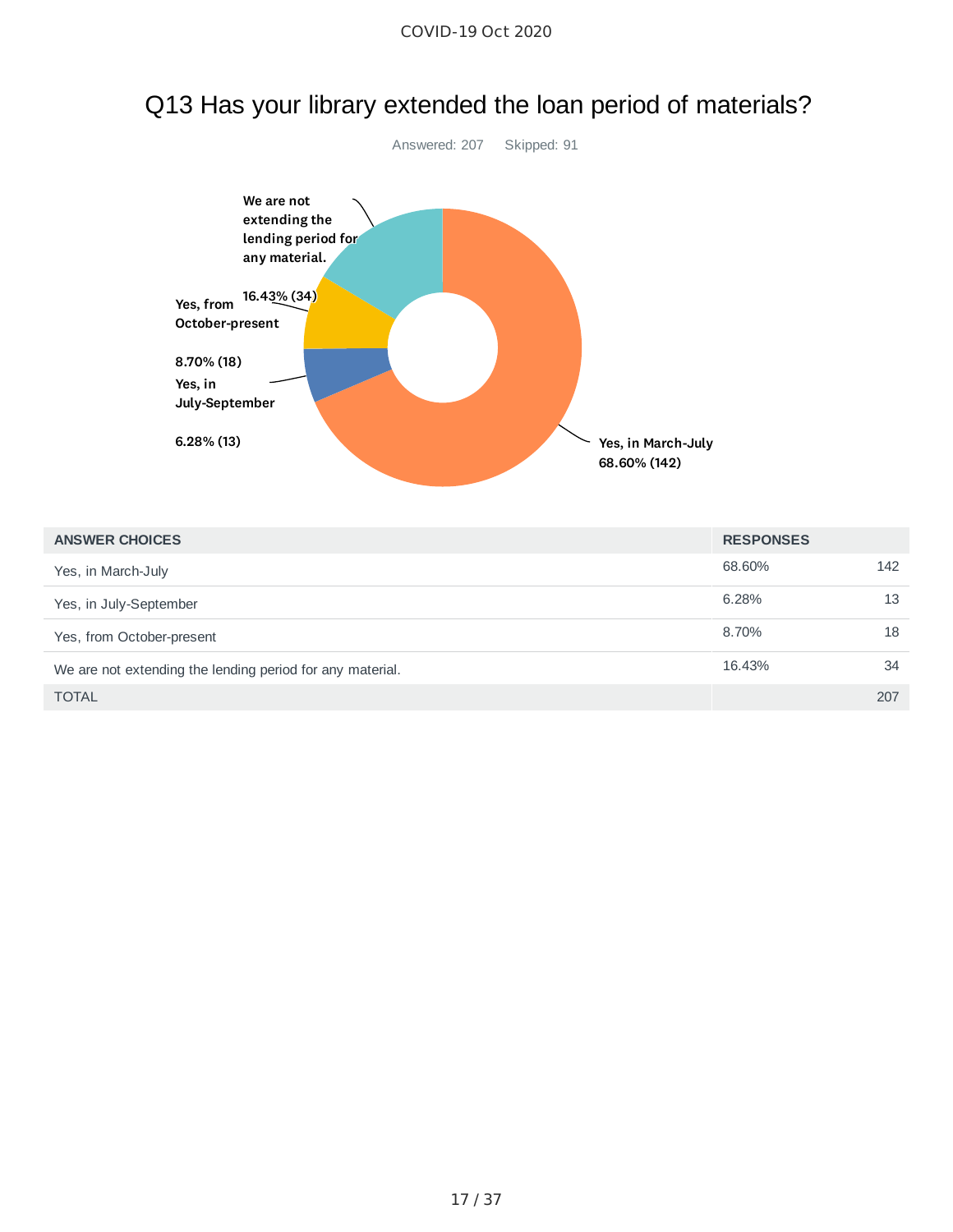# Q13 Has your library extended the loan period of materials?

Answered: 207 Skipped: 91

| ANSWER CHOICES | RESPONSES | |
|---|---|---|
| Yes, in March-July | 68.60% | 142 |
| Yes, in July-September | 6.28% | 13 |
| Yes, from October-present | 8.70% | 18 |
| We are not extending the lending period for any material. | 16.43% | 34 |
| TOTAL | | 207 |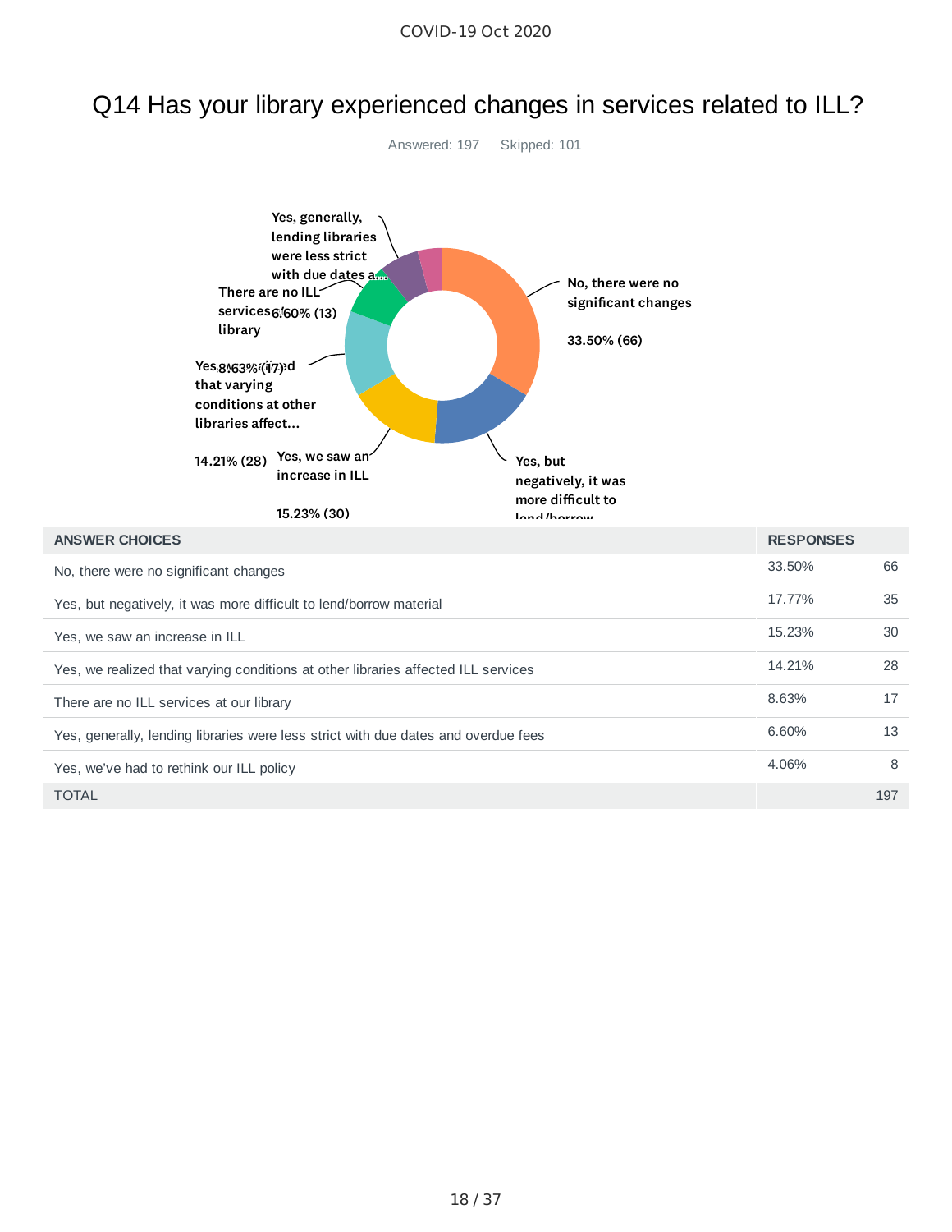# Q14 Has your library experienced changes in services related to ILL?

Answered: 197 Skipped: 101

| ANSWER CHOICES | RESPONSES | |
|---|---|---|
| No, there were no significant changes | 33.50% | 66 |
| Yes, but negatively, it was more difficult to lend/borrow material | 17.77% | 35 |
| Yes, we saw an increase in ILL | 15.23% | 30 |
| Yes, we realized that varying conditions at other libraries affected ILL services | 14.21% | 28 |
| There are no ILL services at our library | 8.63% | 17 |
| Yes, generally, lending libraries were less strict with due dates and overdue fees | 6.60% | 13 |
| Yes, we've had to rethink our ILL policy | 4.06% | 8 |
| TOTAL | | 197 |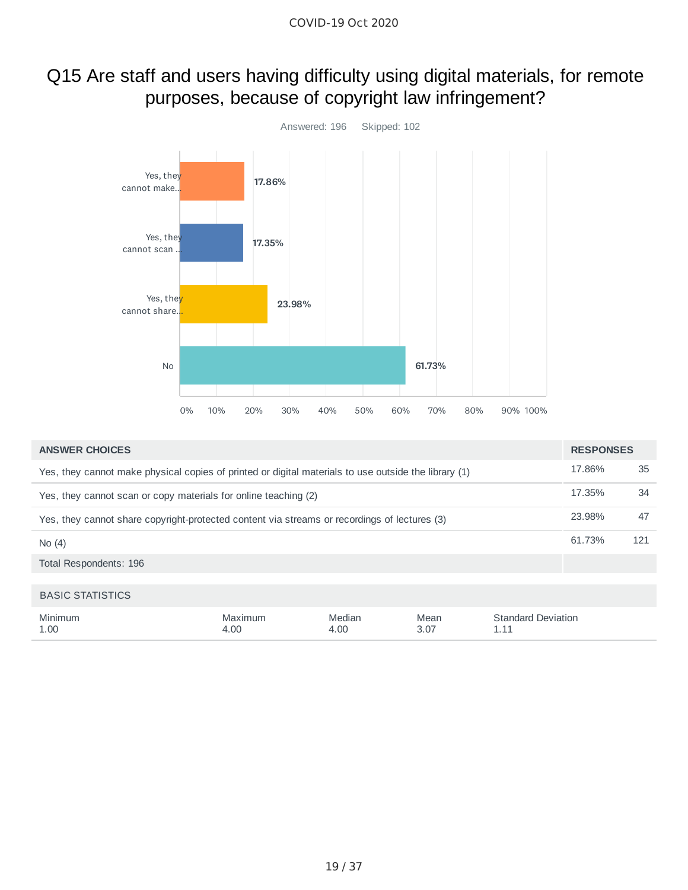# Q15 Are staff and users having difficulty using digital materials, for remote purposes, because of copyright law infringement?

Answered: 196 Skipped: 102

| ANSWER CHOICES | RESPONSES | |
|---|---|---|
| Yes, they cannot make physical copies of printed or digital materials to use outside the library (1) | 17.86% | 35 |
| Yes, they cannot scan or copy materials for online teaching (2) | 17.35% | 34 |
| Yes, they cannot share copyright-protected content via streams or recordings of lectures (3) | 23.98% | 47 |
| No (4) | 61.73% | 121 |
| Total Respondents: 196 | | |

BASIC STATISTICS

| Minimum | Maximum | Median | Mean | Standard Deviation |
|---|---|---|---|---|
| 1.00 | 4.00 | 4.00 | 3.07 | 1.11 |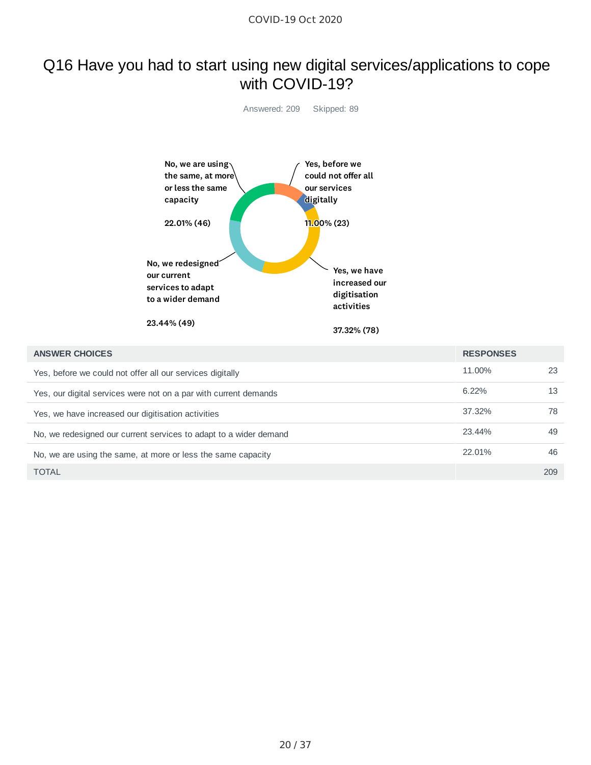# Q16 Have you had to start using new digital services/applications to cope with COVID-19?

Answered: 209 Skipped: 89

No, we are using the same, at more or less the same capacity

22.01% (46)

Yes, before we could not offer all our services digitally

11.00% (23)

No, we redesigned our current services to adapt to a wider demand

23.44% (49)

Yes, we have increased our digitisation activities

37.32% (78)

| ANSWER CHOICES | RESPONSES | |
|---|---|---|
| Yes, before we could not offer all our services digitally | 11.00% | 23 |
| Yes, our digital services were not on a par with current demands | 6.22% | 13 |
| Yes, we have increased our digitisation activities | 37.32% | 78 |
| No, we redesigned our current services to adapt to a wider demand | 23.44% | 49 |
| No, we are using the same, at more or less the same capacity | 22.01% | 46 |
| TOTAL | | 209 |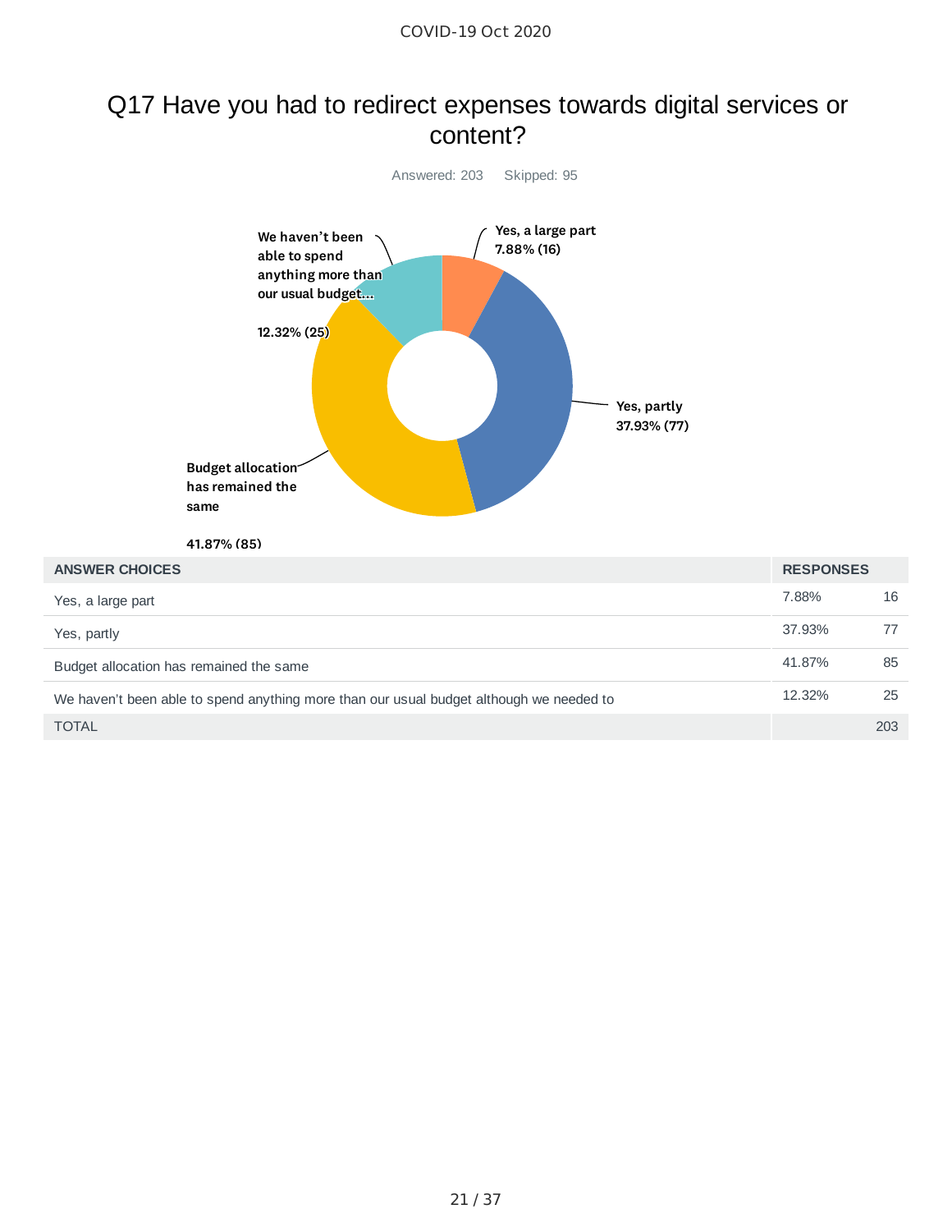# Q17 Have you had to redirect expenses towards digital services or content?

Answered: 203 Skipped: 95

| ANSWER CHOICES | RESPONSES | |
|---|---|---|
| Yes, a large part | 7.88% | 16 |
| Yes, partly | 37.93% | 77 |
| Budget allocation has remained the same | 41.87% | 85 |
| We haven't been able to spend anything more than our usual budget although we needed to | 12.32% | 25 |
| TOTAL | | 203 |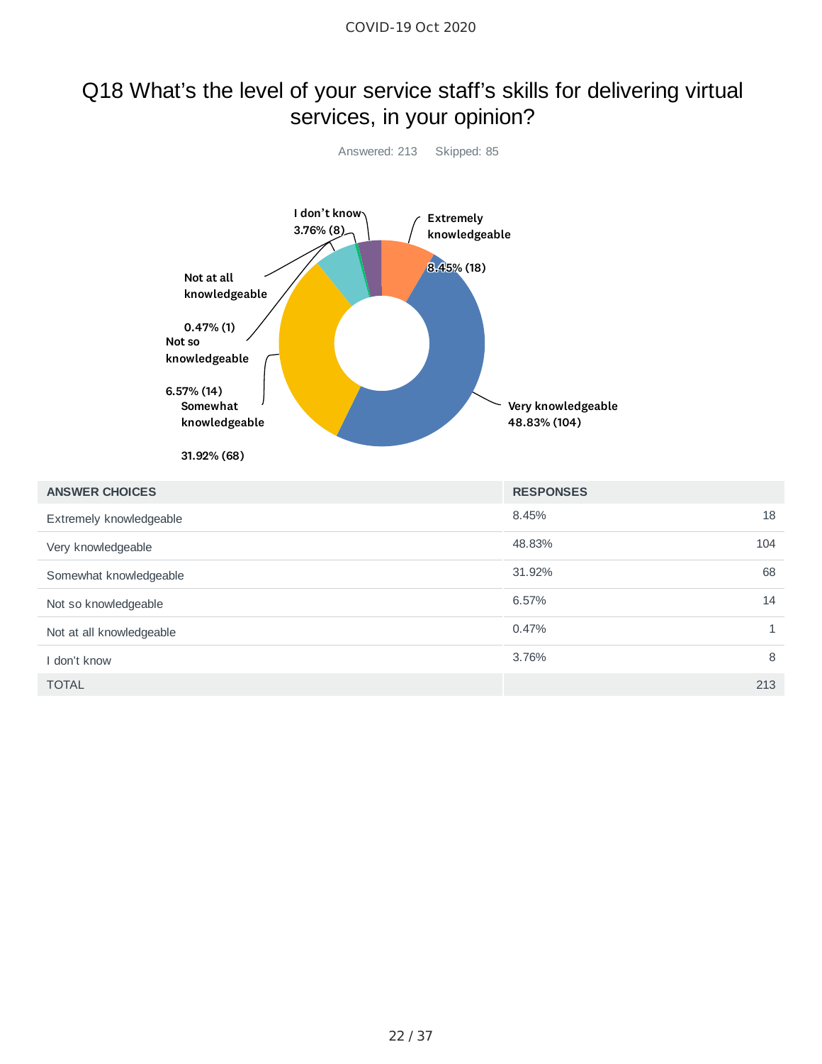# Q18 What’s the level of your service staff’s skills for delivering virtual services, in your opinion?

Answered: 213    Skipped: 85

| ANSWER CHOICES | RESPONSES | |
|---|---|---|
| Extremely knowledgeable | 8.45% | 18 |
| Very knowledgeable | 48.83% | 104 |
| Somewhat knowledgeable | 31.92% | 68 |
| Not so knowledgeable | 6.57% | 14 |
| Not at all knowledgeable | 0.47% | 1 |
| I don’t know | 3.76% | 8 |
| TOTAL | | 213 |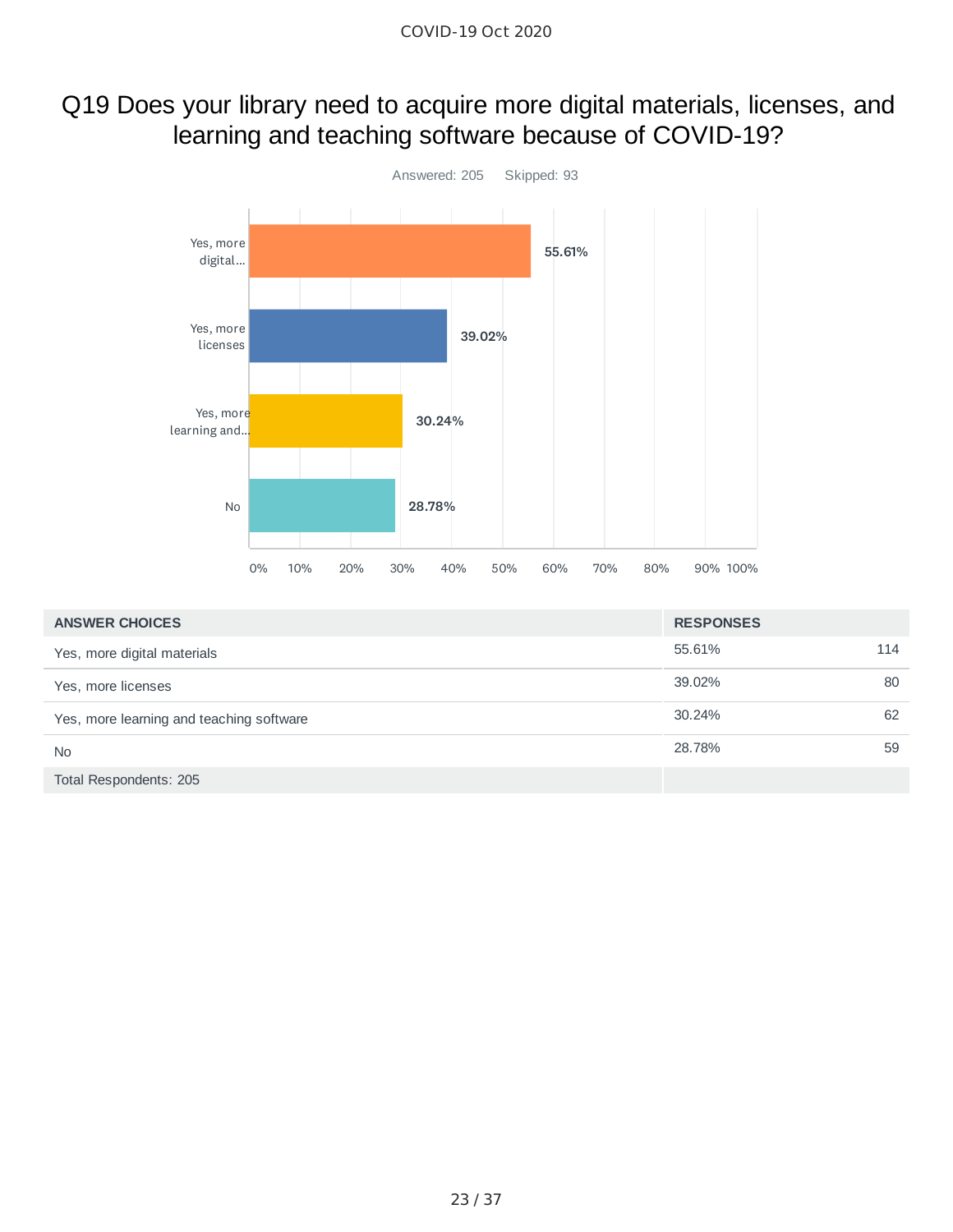# Q19 Does your library need to acquire more digital materials, licenses, and learning and teaching software because of COVID-19?

Answered: 205 Skipped: 93

| ANSWER CHOICES | RESPONSES | |
|---|---|---|
| Yes, more digital materials | 55.61% | 114 |
| Yes, more licenses | 39.02% | 80 |
| Yes, more learning and teaching software | 30.24% | 62 |
| No | 28.78% | 59 |
| Total Respondents: 205 | | |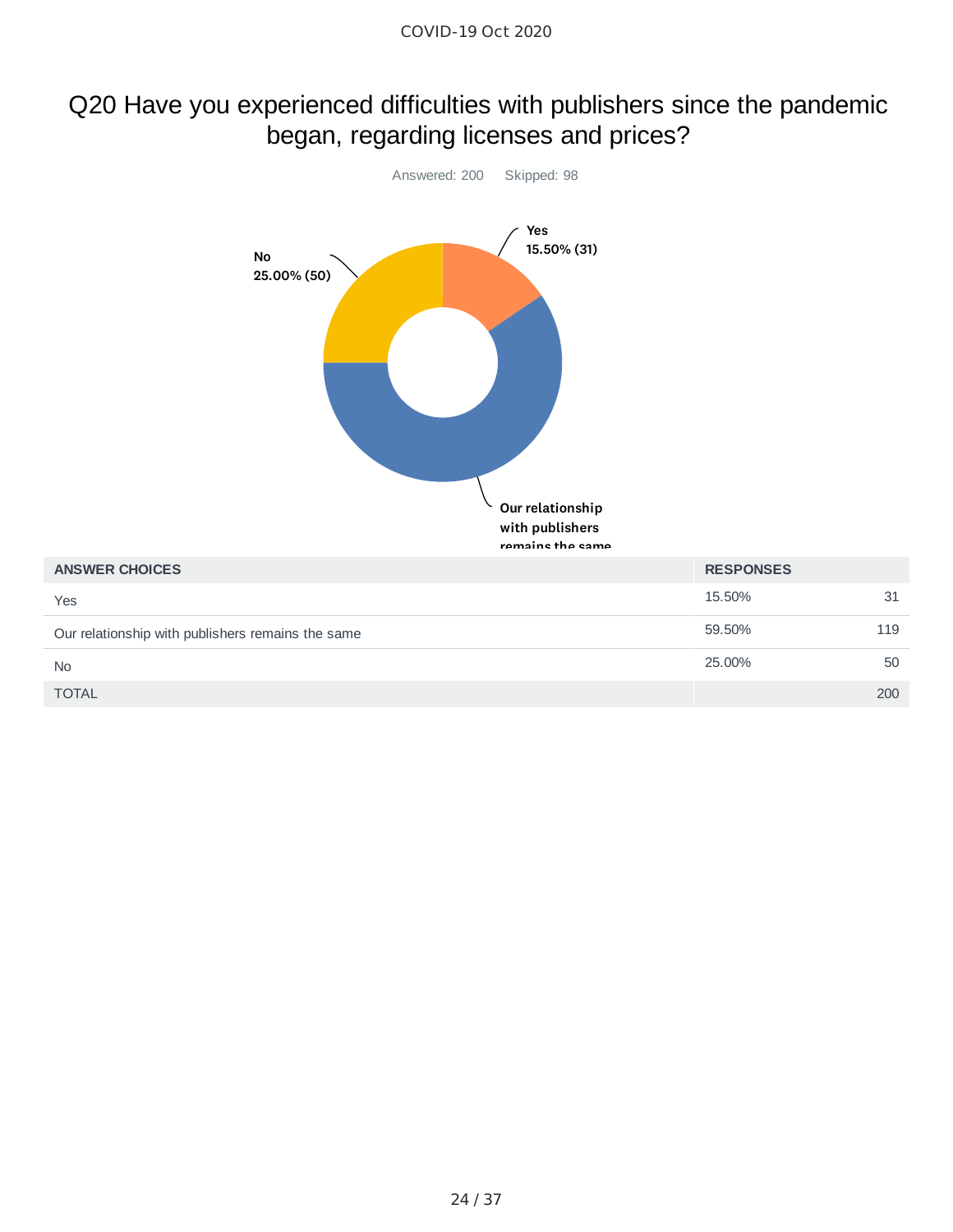## Q20 Have you experienced difficulties with publishers since the pandemic began, regarding licenses and prices?

Answered: 200 Skipped: 98

| ANSWER CHOICES | RESPONSES | |
|---|---|---|
| Yes | 15.50% | 31 |
| Our relationship with publishers remains the same | 59.50% | 119 |
| No | 25.00% | 50 |
| TOTAL | | 200 |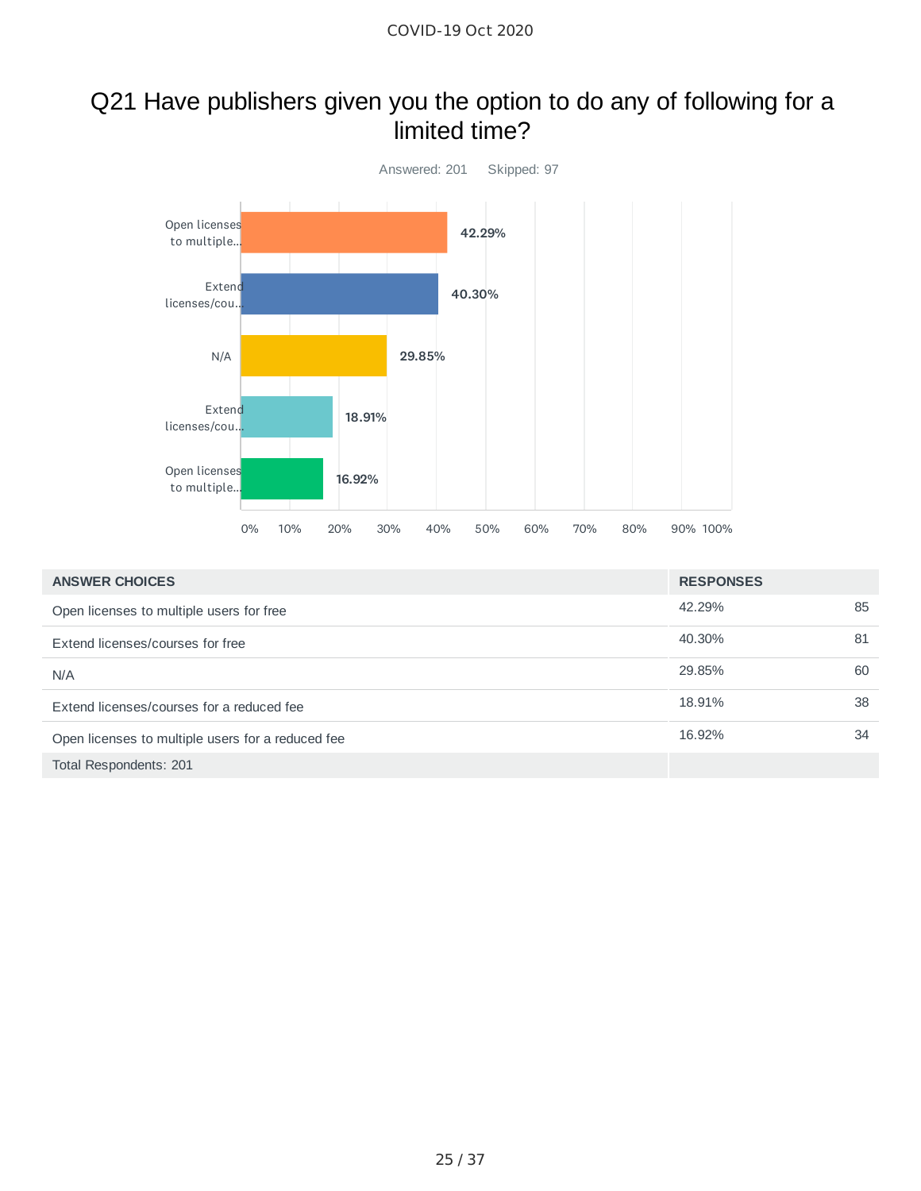# Q21 Have publishers given you the option to do any of following for a limited time?

Answered: 201    Skipped: 97

| ANSWER CHOICES | RESPONSES | |
|---|---|---|
| Open licenses to multiple users for free | 42.29% | 85 |
| Extend licenses/courses for free | 40.30% | 81 |
| N/A | 29.85% | 60 |
| Extend licenses/courses for a reduced fee | 18.91% | 38 |
| Open licenses to multiple users for a reduced fee | 16.92% | 34 |
| Total Respondents: 201 | | |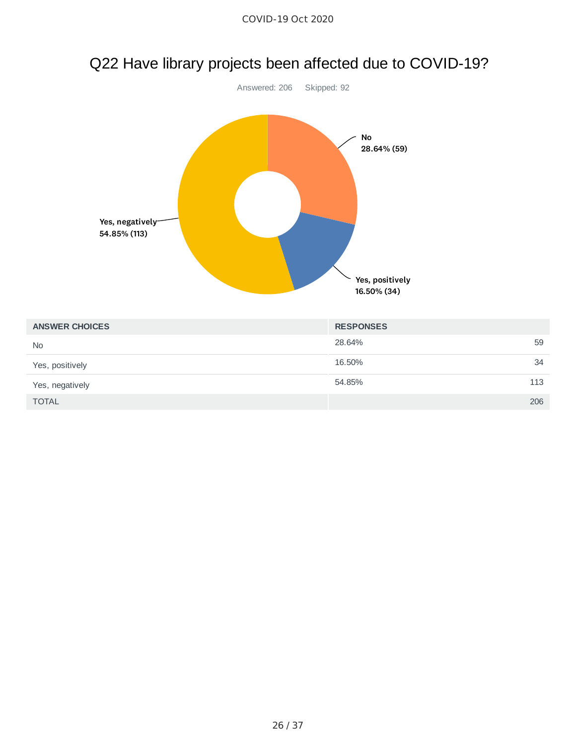# Q22 Have library projects been affected due to COVID-19?

Answered: 206    Skipped: 92

| ANSWER CHOICES | RESPONSES | |
|---|---|---|
| No | 28.64% | 59 |
| Yes, positively | 16.50% | 34 |
| Yes, negatively | 54.85% | 113 |
| TOTAL | | 206 |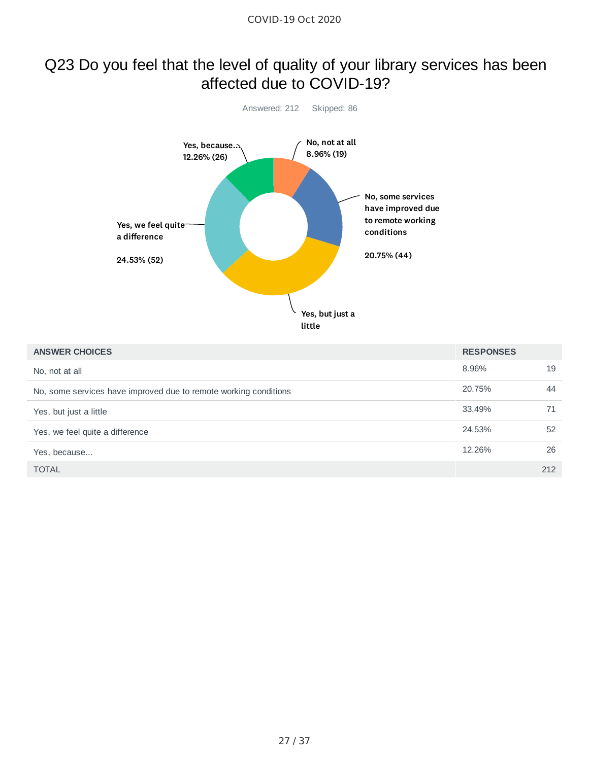# Q23 Do you feel that the level of quality of your library services has been affected due to COVID-19?

Answered: 212 Skipped: 86

| ANSWER CHOICES | RESPONSES | |
|---|---|---|
| No, not at all | 8.96% | 19 |
| No, some services have improved due to remote working conditions | 20.75% | 44 |
| Yes, but just a little | 33.49% | 71 |
| Yes, we feel quite a difference | 24.53% | 52 |
| Yes, because... | 12.26% | 26 |
| TOTAL | | 212 |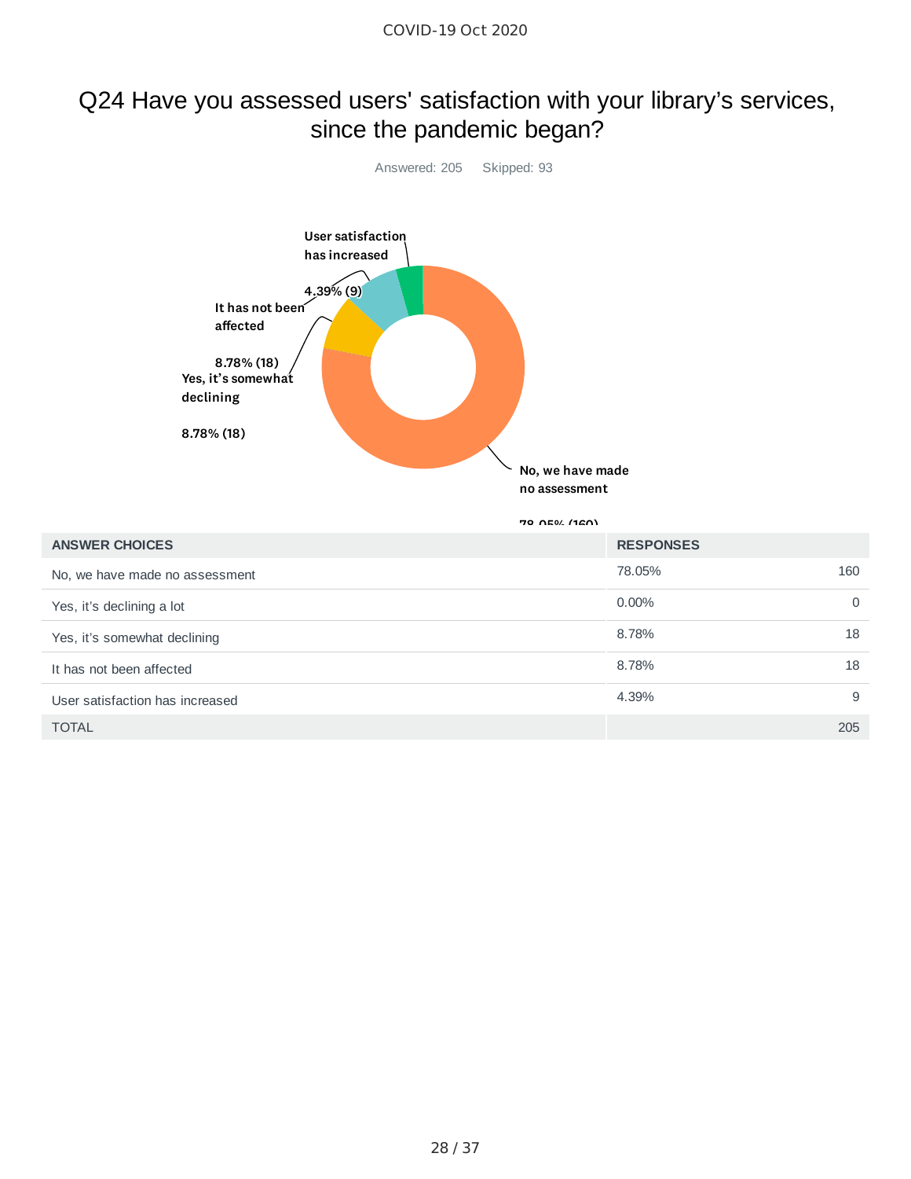# Q24 Have you assessed users' satisfaction with your library's services, since the pandemic began?

Answered: 205 Skipped: 93

| ANSWER CHOICES | RESPONSES | |
|---|---|---|
| No, we have made no assessment | 78.05% | 160 |
| Yes, it's declining a lot | 0.00% | 0 |
| Yes, it's somewhat declining | 8.78% | 18 |
| It has not been affected | 8.78% | 18 |
| User satisfaction has increased | 4.39% | 9 |
| TOTAL | | 205 |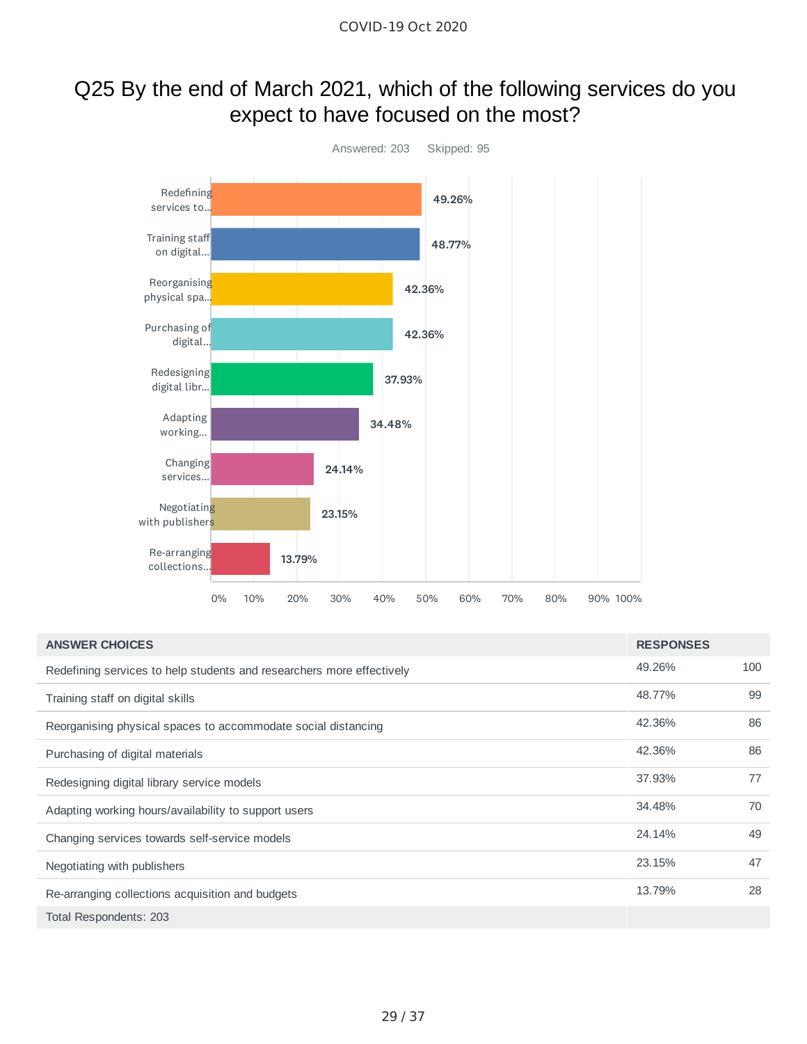# Q25 By the end of March 2021, which of the following services do you expect to have focused on the most?

Answered: 203 Skipped: 95

| ANSWER CHOICES | RESPONSES | |
|---|---|---|
| Redefining services to help students and researchers more effectively | 49.26% | 100 |
| Training staff on digital skills | 48.77% | 99 |
| Reorganising physical spaces to accommodate social distancing | 42.36% | 86 |
| Purchasing of digital materials | 42.36% | 86 |
| Redesigning digital library service models | 37.93% | 77 |
| Adapting working hours/availability to support users | 34.48% | 70 |
| Changing services towards self-service models | 24.14% | 49 |
| Negotiating with publishers | 23.15% | 47 |
| Re-arranging collections acquisition and budgets | 13.79% | 28 |
| Total Respondents: 203 | | |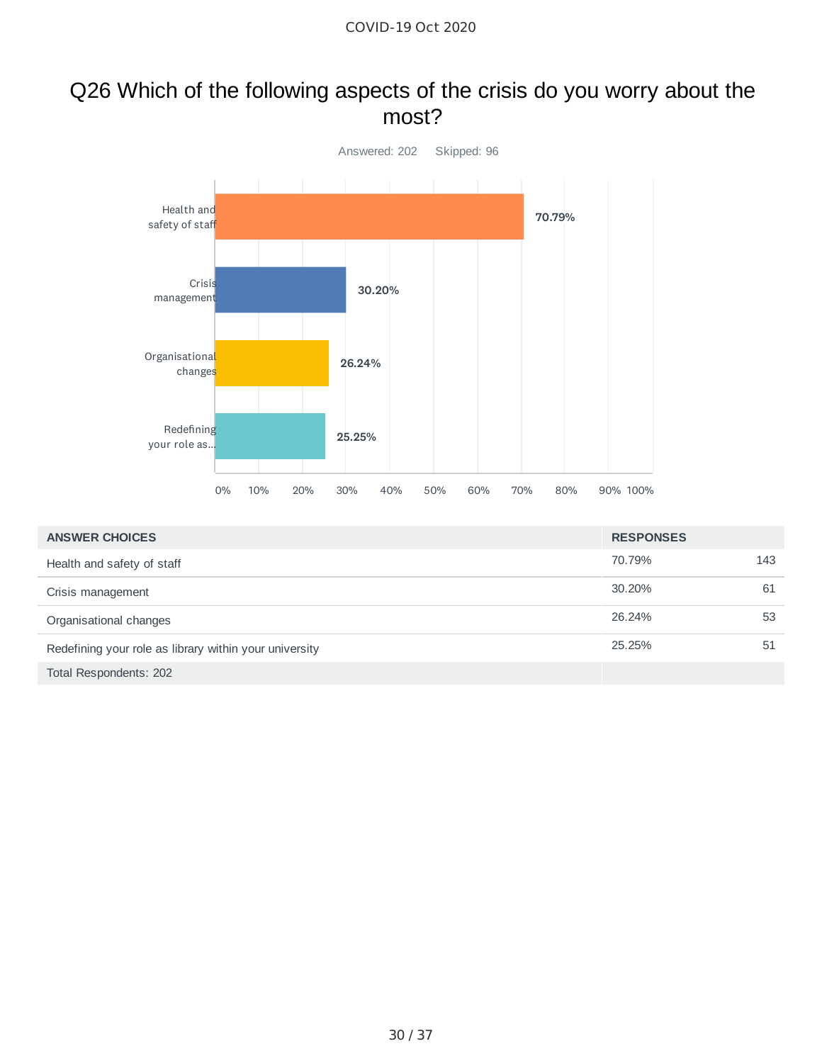# Q26 Which of the following aspects of the crisis do you worry about the most?

Answered: 202    Skipped: 96

| ANSWER CHOICES | RESPONSES | |
|---|---|---|
| Health and safety of staff | 70.79% | 143 |
| Crisis management | 30.20% | 61 |
| Organisational changes | 26.24% | 53 |
| Redefining your role as library within your university | 25.25% | 51 |
| Total Respondents: 202 | | |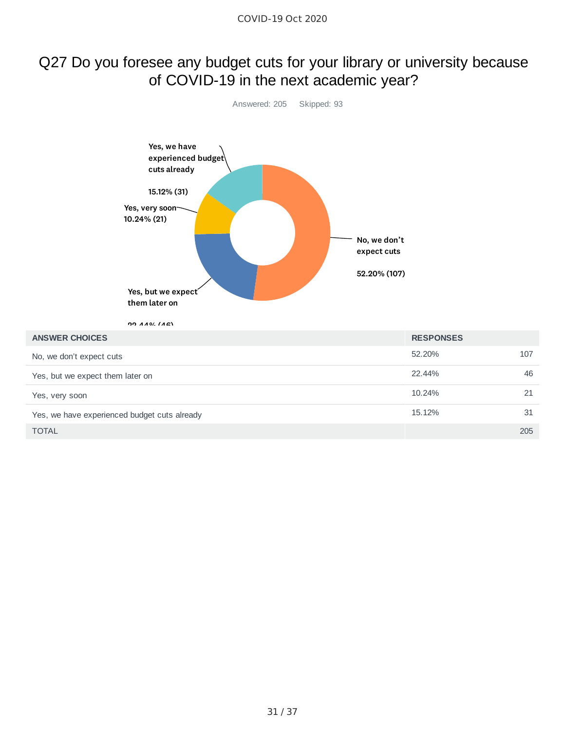# Q27 Do you foresee any budget cuts for your library or university because of COVID-19 in the next academic year?

Answered: 205 Skipped: 93

| ANSWER CHOICES | RESPONSES | |
|---|---|---|
| No, we don't expect cuts | 52.20% | 107 |
| Yes, but we expect them later on | 22.44% | 46 |
| Yes, very soon | 10.24% | 21 |
| Yes, we have experienced budget cuts already | 15.12% | 31 |
| TOTAL | | 205 |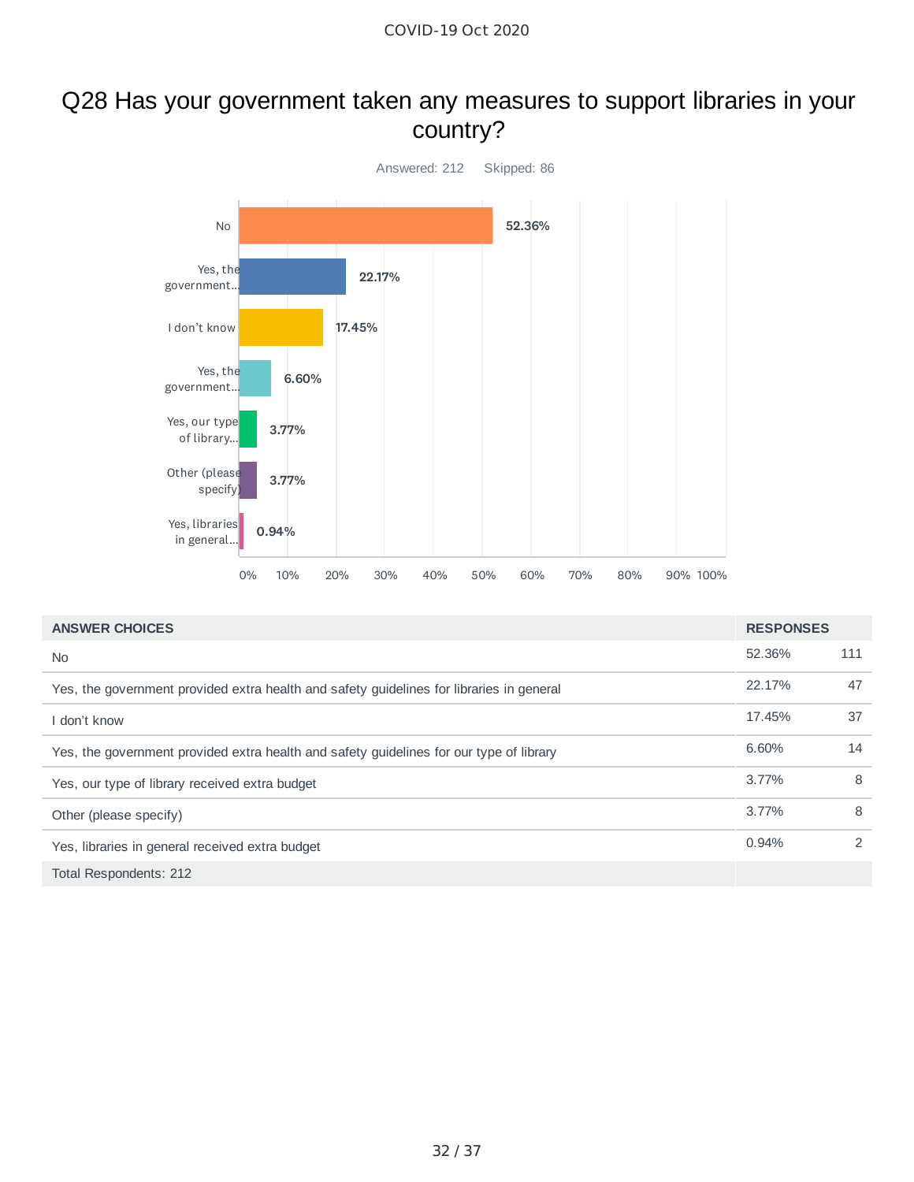# Q28 Has your government taken any measures to support libraries in your country?

Answered: 212 Skipped: 86

| ANSWER CHOICES | RESPONSES | |
|---|---|---|
| No | 52.36% | 111 |
| Yes, the government provided extra health and safety guidelines for libraries in general | 22.17% | 47 |
| I don't know | 17.45% | 37 |
| Yes, the government provided extra health and safety guidelines for our type of library | 6.60% | 14 |
| Yes, our type of library received extra budget | 3.77% | 8 |
| Other (please specify) | 3.77% | 8 |
| Yes, libraries in general received extra budget | 0.94% | 2 |
| Total Respondents: 212 | | |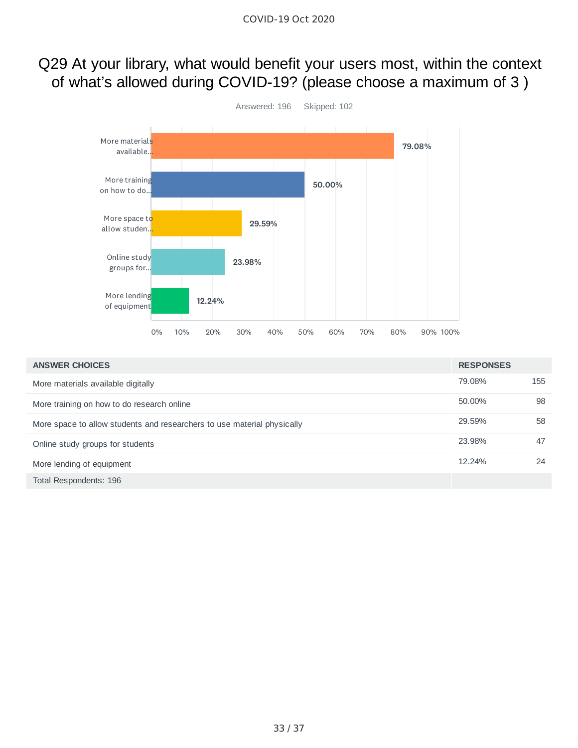# Q29 At your library, what would benefit your users most, within the context of what's allowed during COVID-19? (please choose a maximum of 3 )

Answered: 196 Skipped: 102

| ANSWER CHOICES | RESPONSES | |
|---|---|---|
| More materials available digitally | 79.08% | 155 |
| More training on how to do research online | 50.00% | 98 |
| More space to allow students and researchers to use material physically | 29.59% | 58 |
| Online study groups for students | 23.98% | 47 |
| More lending of equipment | 12.24% | 24 |
| Total Respondents: 196 | | |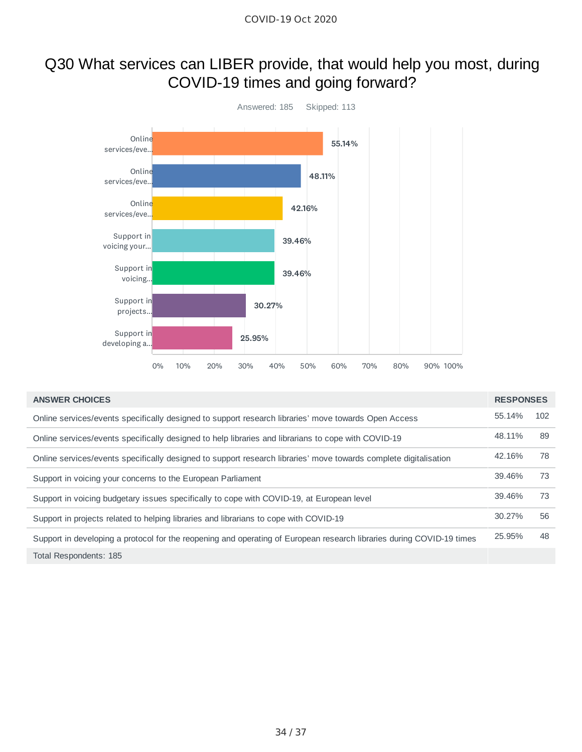# Q30 What services can LIBER provide, that would help you most, during COVID-19 times and going forward?

Answered: 185 Skipped: 113

| ANSWER CHOICES | RESPONSES | |
|---|---|---|
| Online services/events specifically designed to support research libraries' move towards Open Access | 55.14% | 102 |
| Online services/events specifically designed to help libraries and librarians to cope with COVID-19 | 48.11% | 89 |
| Online services/events specifically designed to support research libraries' move towards complete digitalisation | 42.16% | 78 |
| Support in voicing your concerns to the European Parliament | 39.46% | 73 |
| Support in voicing budgetary issues specifically to cope with COVID-19, at European level | 39.46% | 73 |
| Support in projects related to helping libraries and librarians to cope with COVID-19 | 30.27% | 56 |
| Support in developing a protocol for the reopening and operating of European research libraries during COVID-19 times | 25.95% | 48 |
| Total Respondents: 185 | | |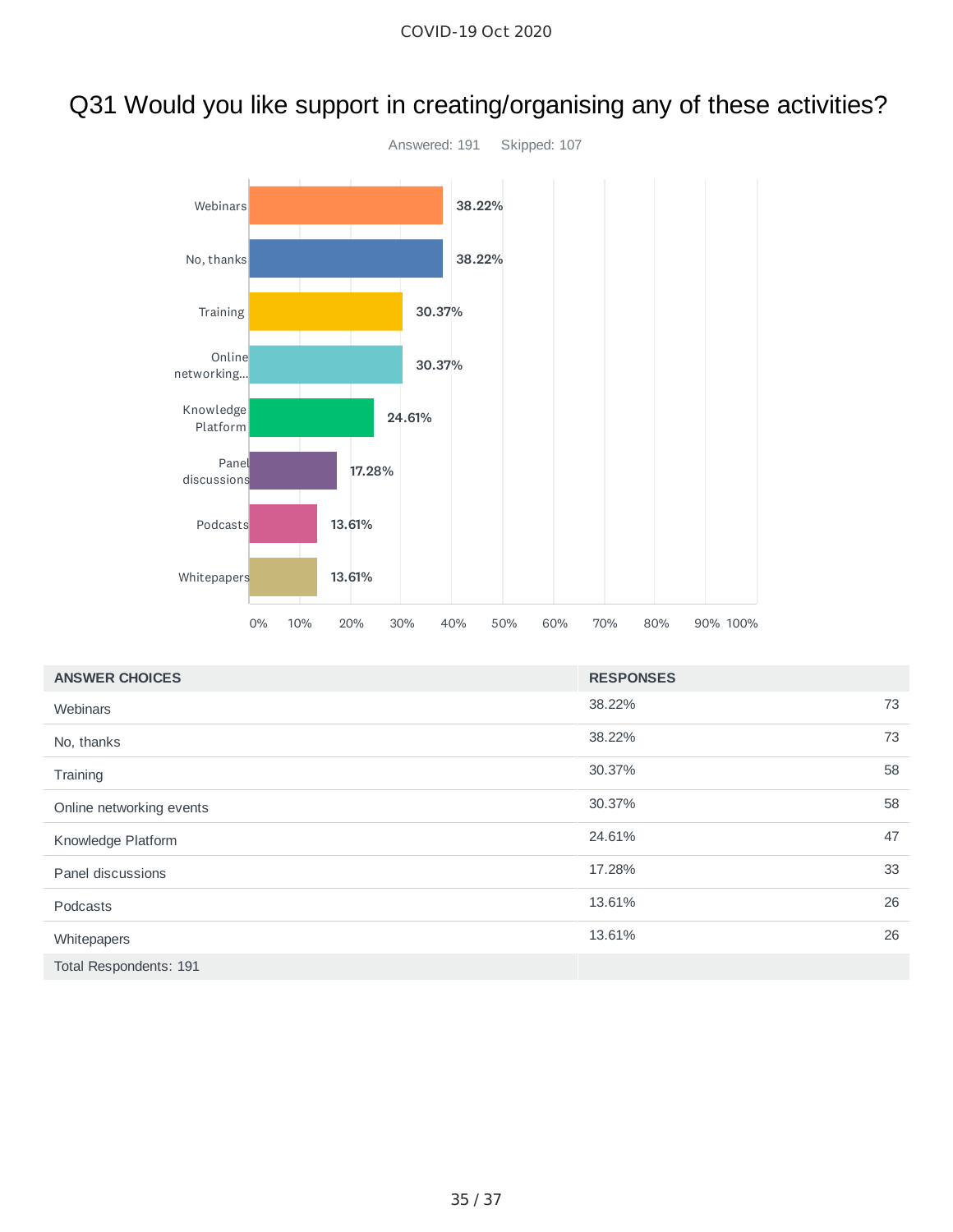# Q31 Would you like support in creating/organising any of these activities?

Answered: 191 Skipped: 107

| ANSWER CHOICES | RESPONSES | |
|---|---|---|
| Webinars | 38.22% | 73 |
| No, thanks | 38.22% | 73 |
| Training | 30.37% | 58 |
| Online networking events | 30.37% | 58 |
| Knowledge Platform | 24.61% | 47 |
| Panel discussions | 17.28% | 33 |
| Podcasts | 13.61% | 26 |
| Whitepapers | 13.61% | 26 |
| Total Respondents: 191 | | |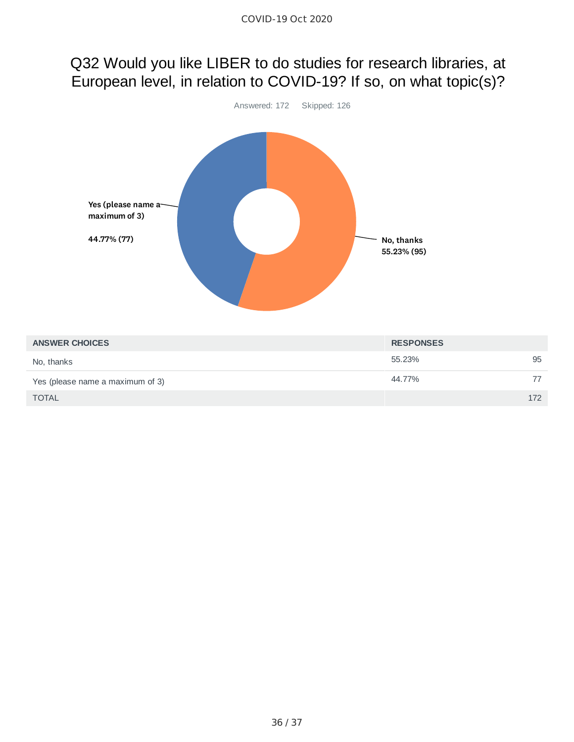# Q32 Would you like LIBER to do studies for research libraries, at European level, in relation to COVID-19? If so, on what topic(s)?

Answered: 172 Skipped: 126

| ANSWER CHOICES | RESPONSES | |
|---|---|---|
| No, thanks | 55.23% | 95 |
| Yes (please name a maximum of 3) | 44.77% | 77 |
| TOTAL | | 172 |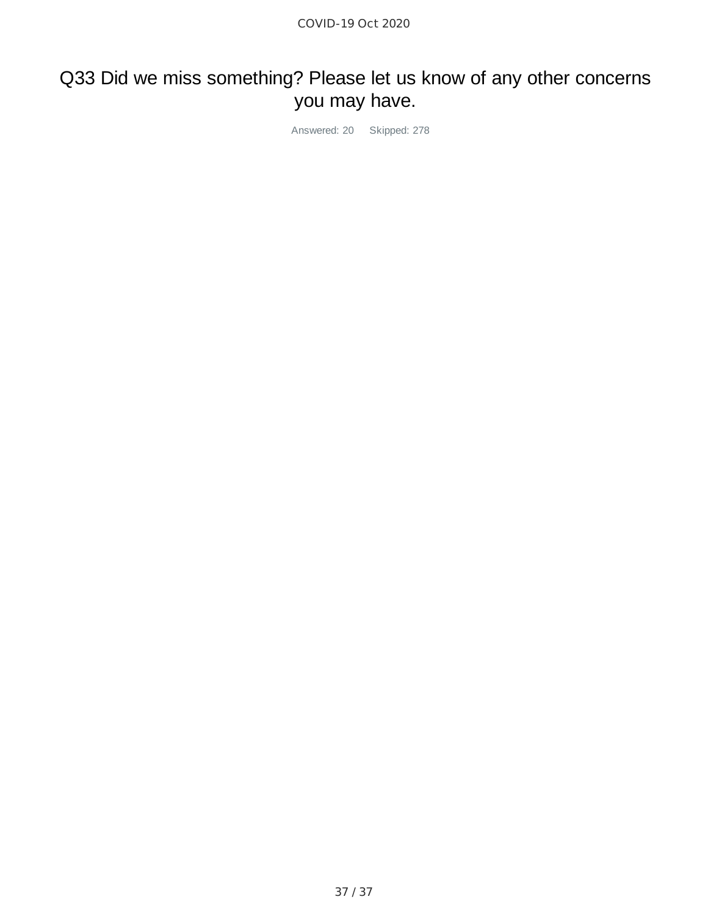# Q33 Did we miss something? Please let us know of any other concerns you may have.

Answered: 20 Skipped: 278